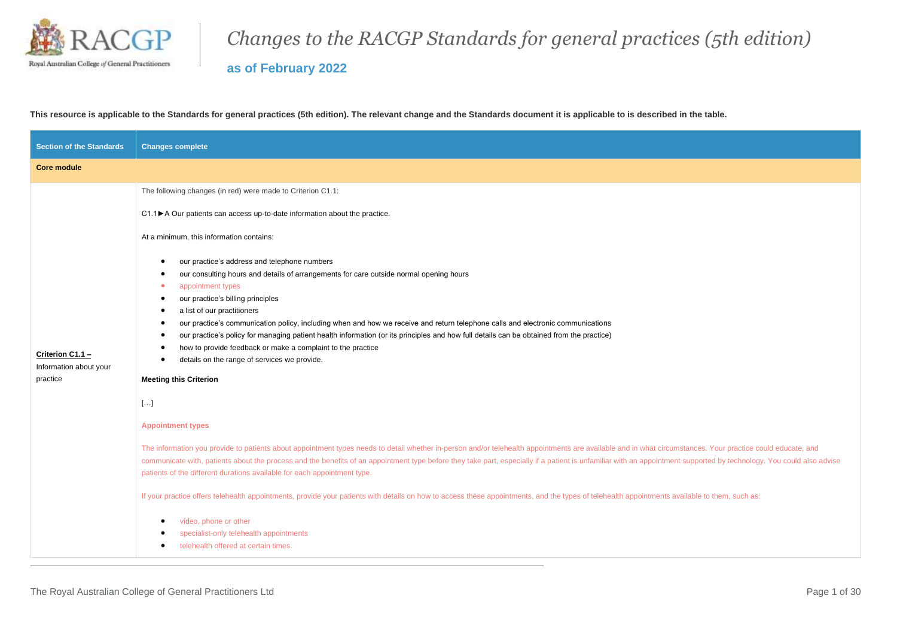# Changes to the RACGP Standards for general practices (5th edition)

## as of February 2022

**This resource is applicable to the Standards for general practices (5th edition). The relevant change and the Standards document it is applicable to is described in the table.**

| Section of the Standards | Changes complete |
|---|---|
| **Core module** | |
| **Criterion C1.1 –** Information about your practice | The following changes (in red) were made to Criterion C1.1:<br><br>C1.1►A Our patients can access up-to-date information about the practice.<br><br>At a minimum, this information contains:<br><br>• our practice's address and telephone numbers<br>• our consulting hours and details of arrangements for care outside normal opening hours<br>• appointment types<br>• our practice's billing principles<br>• a list of our practitioners<br>• our practice's communication policy, including when and how we receive and return telephone calls and electronic communications<br>• our practice's policy for managing patient health information (or its principles and how full details can be obtained from the practice)<br>• how to provide feedback or make a complaint to the practice<br>• details on the range of services we provide.<br><br>**Meeting this Criterion**<br><br>[…]<br><br>**Appointment types**<br><br>The information you provide to patients about appointment types needs to detail whether in-person and/or telehealth appointments are available and in what circumstances. Your practice could educate, and communicate with, patients about the process and the benefits of an appointment type before they take part, especially if a patient is unfamiliar with an appointment supported by technology. You could also advise patients of the different durations available for each appointment type.<br><br>If your practice offers telehealth appointments, provide your patients with details on how to access these appointments, and the types of telehealth appointments available to them, such as:<br><br>• video, phone or other<br>• specialist-only telehealth appointments<br>• telehealth offered at certain times. |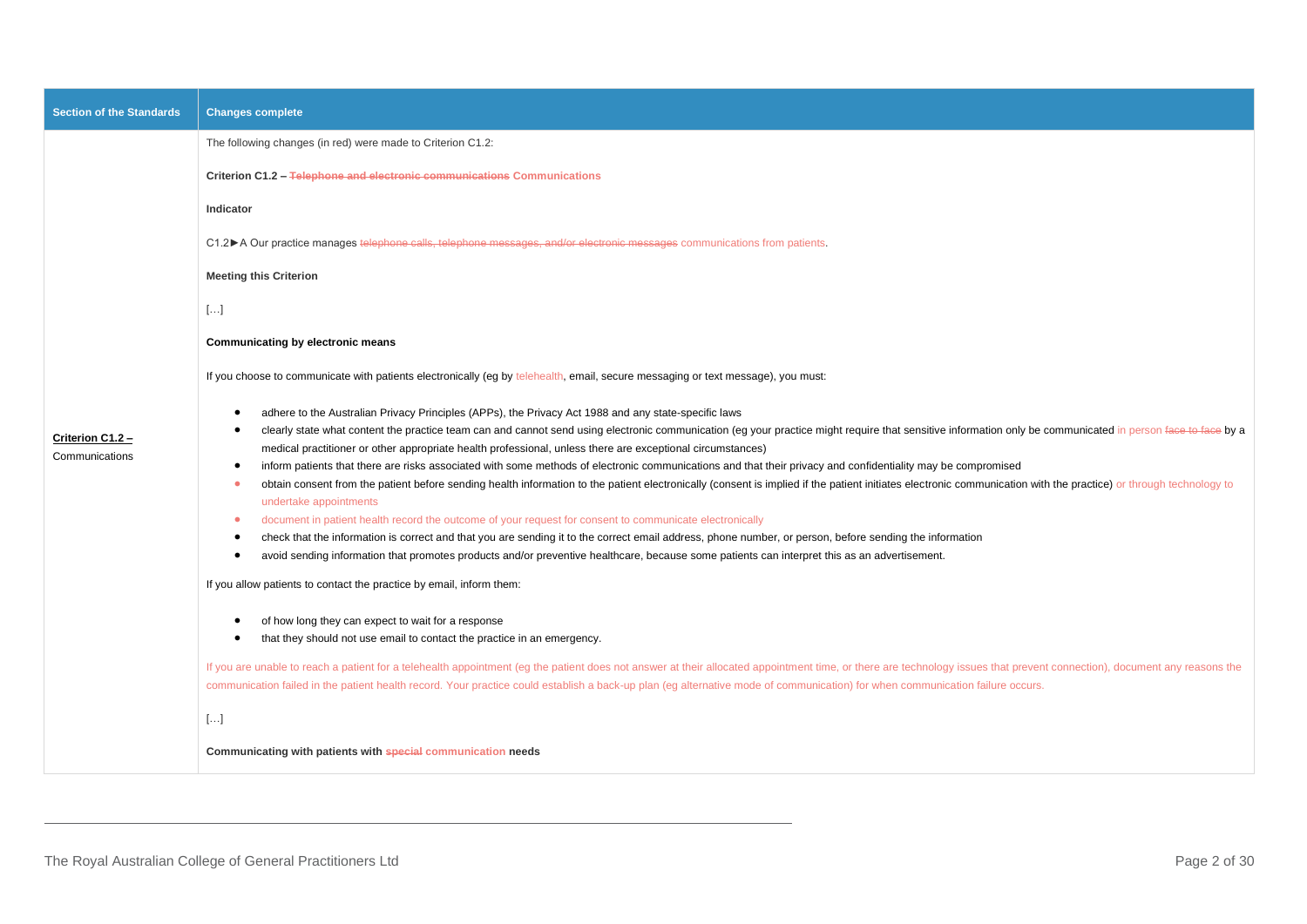| Section of the Standards | Changes complete |
|---|---|
| **Criterion C1.2 –** Communications | The following changes (in red) were made to Criterion C1.2:<br><br>**Criterion C1.2 – ~~Telephone and electronic communications~~ Communications**<br><br>**Indicator**<br><br>C1.2►A Our practice manages ~~telephone calls, telephone messages, and/or electronic messages~~ communications from patients.<br><br>**Meeting this Criterion**<br><br>[…]<br><br>**Communicating by electronic means**<br><br>If you choose to communicate with patients electronically (eg by telehealth, email, secure messaging or text message), you must:<br><br>• adhere to the Australian Privacy Principles (APPs), the Privacy Act 1988 and any state-specific laws<br>• clearly state what content the practice team can and cannot send using electronic communication (eg your practice might require that sensitive information only be communicated in person ~~face to face~~ by a medical practitioner or other appropriate health professional, unless there are exceptional circumstances)<br>• inform patients that there are risks associated with some methods of electronic communications and that their privacy and confidentiality may be compromised<br>• obtain consent from the patient before sending health information to the patient electronically (consent is implied if the patient initiates electronic communication with the practice) or through technology to undertake appointments<br>• document in patient health record the outcome of your request for consent to communicate electronically<br>• check that the information is correct and that you are sending it to the correct email address, phone number, or person, before sending the information<br>• avoid sending information that promotes products and/or preventive healthcare, because some patients can interpret this as an advertisement.<br><br>If you allow patients to contact the practice by email, inform them:<br><br>• of how long they can expect to wait for a response<br>• that they should not use email to contact the practice in an emergency.<br><br>If you are unable to reach a patient for a telehealth appointment (eg the patient does not answer at their allocated appointment time, or there are technology issues that prevent connection), document any reasons the communication failed in the patient health record. Your practice could establish a back-up plan (eg alternative mode of communication) for when communication failure occurs.<br><br>[…]<br><br>**Communicating with patients with ~~special~~ communication needs** |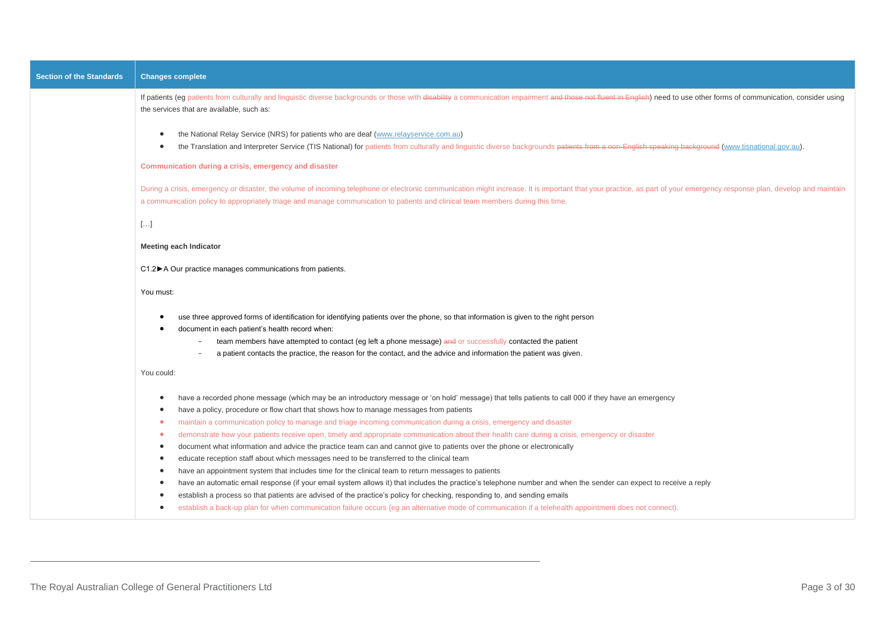| Section of the Standards | Changes complete |
|---|---|
| | If patients (eg patients from culturally and linguistic diverse backgrounds or those with ~~disability~~ a communication impairment ~~and those not fluent in English~~) need to use other forms of communication, consider using the services that are available, such as:<br><br>• the National Relay Service (NRS) for patients who are deaf (www.relayservice.com.au)<br>• the Translation and Interpreter Service (TIS National) for patients from culturally and linguistic diverse backgrounds ~~patients from a non-English speaking background~~ (www.tisnational.gov.au).<br><br>**Communication during a crisis, emergency and disaster**<br><br>During a crisis, emergency or disaster, the volume of incoming telephone or electronic communication might increase. It is important that your practice, as part of your emergency response plan, develop and maintain a communication policy to appropriately triage and manage communication to patients and clinical team members during this time.<br><br>[…]<br><br>**Meeting each Indicator**<br><br>C1.2►A Our practice manages communications from patients.<br><br>You must:<br><br>• use three approved forms of identification for identifying patients over the phone, so that information is given to the right person<br>• document in each patient's health record when:<br>&nbsp;&nbsp;&nbsp;&nbsp;– team members have attempted to contact (eg left a phone message) ~~and~~ or successfully contacted the patient<br>&nbsp;&nbsp;&nbsp;&nbsp;– a patient contacts the practice, the reason for the contact, and the advice and information the patient was given.<br><br>You could:<br><br>• have a recorded phone message (which may be an introductory message or 'on hold' message) that tells patients to call 000 if they have an emergency<br>• have a policy, procedure or flow chart that shows how to manage messages from patients<br>• maintain a communication policy to manage and triage incoming communication during a crisis, emergency and disaster<br>• demonstrate how your patients receive open, timely and appropriate communication about their health care during a crisis, emergency or disaster<br>• document what information and advice the practice team can and cannot give to patients over the phone or electronically<br>• educate reception staff about which messages need to be transferred to the clinical team<br>• have an appointment system that includes time for the clinical team to return messages to patients<br>• have an automatic email response (if your email system allows it) that includes the practice's telephone number and when the sender can expect to receive a reply<br>• establish a process so that patients are advised of the practice's policy for checking, responding to, and sending emails<br>• establish a back-up plan for when communication failure occurs (eg an alternative mode of communication if a telehealth appointment does not connect). |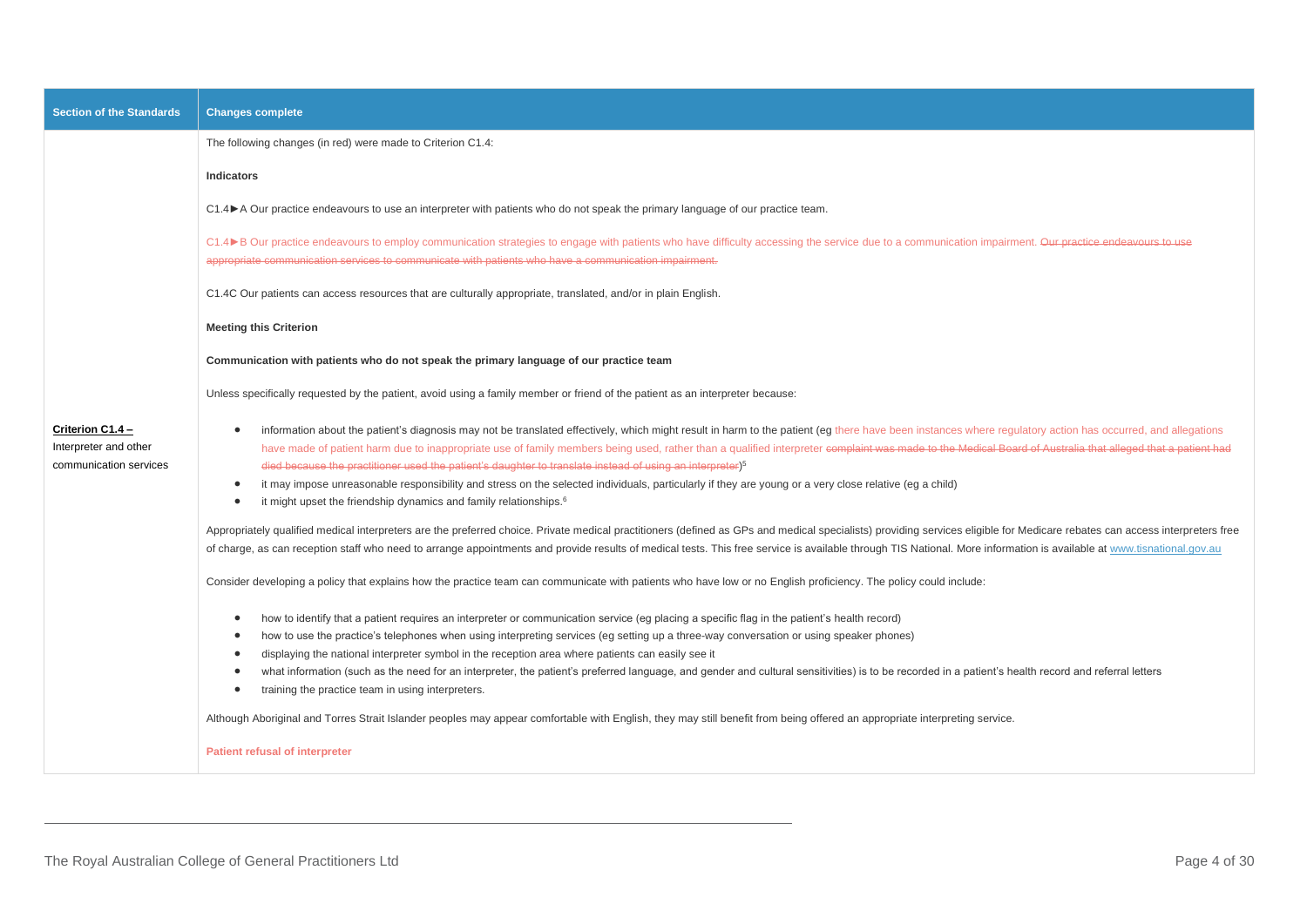| Section of the Standards | Changes complete |
| --- | --- |
| **Criterion C1.4 –** Interpreter and other communication services | The following changes (in red) were made to Criterion C1.4:<br><br>**Indicators**<br><br>C1.4►A Our practice endeavours to use an interpreter with patients who do not speak the primary language of our practice team.<br><br>C1.4►B Our practice endeavours to employ communication strategies to engage with patients who have difficulty accessing the service due to a communication impairment. ~~Our practice endeavours to use appropriate communication services to communicate with patients who have a communication impairment.~~<br><br>C1.4C Our patients can access resources that are culturally appropriate, translated, and/or in plain English.<br><br>**Meeting this Criterion**<br><br>**Communication with patients who do not speak the primary language of our practice team**<br><br>Unless specifically requested by the patient, avoid using a family member or friend of the patient as an interpreter because:<br><br>• information about the patient's diagnosis may not be translated effectively, which might result in harm to the patient (eg there have been instances where regulatory action has occurred, and allegations have made of patient harm due to inappropriate use of family members being used, rather than a qualified interpreter ~~complaint was made to the Medical Board of Australia that alleged that a patient had died because the practitioner used the patient's daughter to translate instead of using an interpreter~~)[5]<br>• it may impose unreasonable responsibility and stress on the selected individuals, particularly if they are young or a very close relative (eg a child)<br>• it might upset the friendship dynamics and family relationships.[6]<br><br>Appropriately qualified medical interpreters are the preferred choice. Private medical practitioners (defined as GPs and medical specialists) providing services eligible for Medicare rebates can access interpreters free of charge, as can reception staff who need to arrange appointments and provide results of medical tests. This free service is available through TIS National. More information is available at www.tisnational.gov.au<br><br>Consider developing a policy that explains how the practice team can communicate with patients who have low or no English proficiency. The policy could include:<br><br>• how to identify that a patient requires an interpreter or communication service (eg placing a specific flag in the patient's health record)<br>• how to use the practice's telephones when using interpreting services (eg setting up a three-way conversation or using speaker phones)<br>• displaying the national interpreter symbol in the reception area where patients can easily see it<br>• what information (such as the need for an interpreter, the patient's preferred language, and gender and cultural sensitivities) is to be recorded in a patient's health record and referral letters<br>• training the practice team in using interpreters.<br><br>Although Aboriginal and Torres Strait Islander peoples may appear comfortable with English, they may still benefit from being offered an appropriate interpreting service.<br><br>**Patient refusal of interpreter** |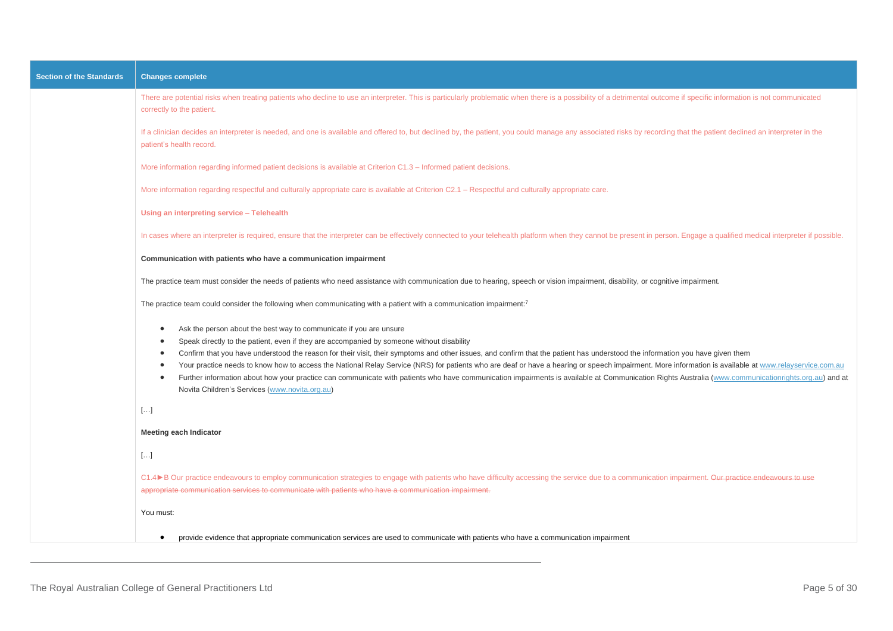| Section of the Standards | Changes complete |
|---|---|
| | There are potential risks when treating patients who decline to use an interpreter. This is particularly problematic when there is a possibility of a detrimental outcome if specific information is not communicated correctly to the patient.<br><br>If a clinician decides an interpreter is needed, and one is available and offered to, but declined by, the patient, you could manage any associated risks by recording that the patient declined an interpreter in the patient's health record.<br><br>More information regarding informed patient decisions is available at Criterion C1.3 – Informed patient decisions.<br><br>More information regarding respectful and culturally appropriate care is available at Criterion C2.1 – Respectful and culturally appropriate care.<br><br>**Using an interpreting service – Telehealth**<br><br>In cases where an interpreter is required, ensure that the interpreter can be effectively connected to your telehealth platform when they cannot be present in person. Engage a qualified medical interpreter if possible.<br><br>**Communication with patients who have a communication impairment**<br><br>The practice team must consider the needs of patients who need assistance with communication due to hearing, speech or vision impairment, disability, or cognitive impairment.<br><br>The practice team could consider the following when communicating with a patient with a communication impairment:[7]<br><br>• Ask the person about the best way to communicate if you are unsure<br>• Speak directly to the patient, even if they are accompanied by someone without disability<br>• Confirm that you have understood the reason for their visit, their symptoms and other issues, and confirm that the patient has understood the information you have given them<br>• Your practice needs to know how to access the National Relay Service (NRS) for patients who are deaf or have a hearing or speech impairment. More information is available at www.relayservice.com.au<br>• Further information about how your practice can communicate with patients who have communication impairments is available at Communication Rights Australia (www.communicationrights.org.au) and at Novita Children's Services (www.novita.org.au)<br><br>[…]<br><br>**Meeting each Indicator**<br><br>[…]<br><br>C1.4►B Our practice endeavours to employ communication strategies to engage with patients who have difficulty accessing the service due to a communication impairment. ~~Our practice endeavours to use appropriate communication services to communicate with patients who have a communication impairment.~~<br><br>You must:<br><br>• provide evidence that appropriate communication services are used to communicate with patients who have a communication impairment |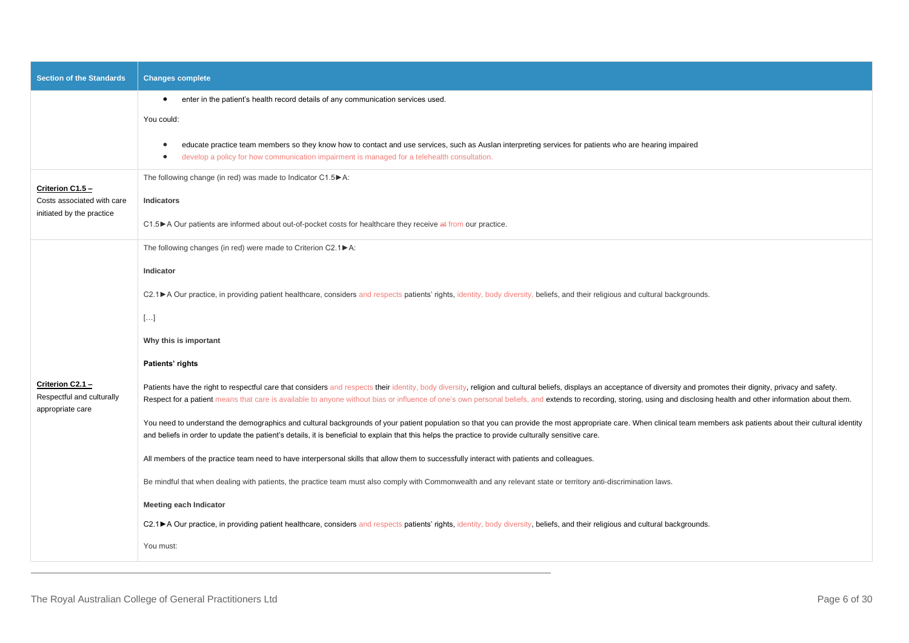| Section of the Standards | Changes complete |
| --- | --- |
| | • enter in the patient's health record details of any communication services used.<br><br>You could:<br><br>• educate practice team members so they know how to contact and use services, such as Auslan interpreting services for patients who are hearing impaired<br>• develop a policy for how communication impairment is managed for a telehealth consultation. |
| **Criterion C1.5 –** Costs associated with care initiated by the practice | The following change (in red) was made to Indicator C1.5►A:<br><br>**Indicators**<br><br>C1.5►A Our patients are informed about out-of-pocket costs for healthcare they receive ~~at~~ from our practice. |
| **Criterion C2.1 –** Respectful and culturally appropriate care | The following changes (in red) were made to Criterion C2.1►A:<br><br>**Indicator**<br><br>C2.1►A Our practice, in providing patient healthcare, considers and respects patients' rights, identity, body diversity, beliefs, and their religious and cultural backgrounds.<br><br>[…]<br><br>**Why this is important**<br><br>**Patients' rights**<br><br>Patients have the right to respectful care that considers and respects their identity, body diversity, religion and cultural beliefs, displays an acceptance of diversity and promotes their dignity, privacy and safety. Respect for a patient means that care is available to anyone without bias or influence of one's own personal beliefs, and extends to recording, storing, using and disclosing health and other information about them.<br><br>You need to understand the demographics and cultural backgrounds of your patient population so that you can provide the most appropriate care. When clinical team members ask patients about their cultural identity and beliefs in order to update the patient's details, it is beneficial to explain that this helps the practice to provide culturally sensitive care.<br><br>All members of the practice team need to have interpersonal skills that allow them to successfully interact with patients and colleagues.<br><br>Be mindful that when dealing with patients, the practice team must also comply with Commonwealth and any relevant state or territory anti-discrimination laws.<br><br>**Meeting each Indicator**<br><br>C2.1►A Our practice, in providing patient healthcare, considers and respects patients' rights, identity, body diversity, beliefs, and their religious and cultural backgrounds.<br><br>You must: |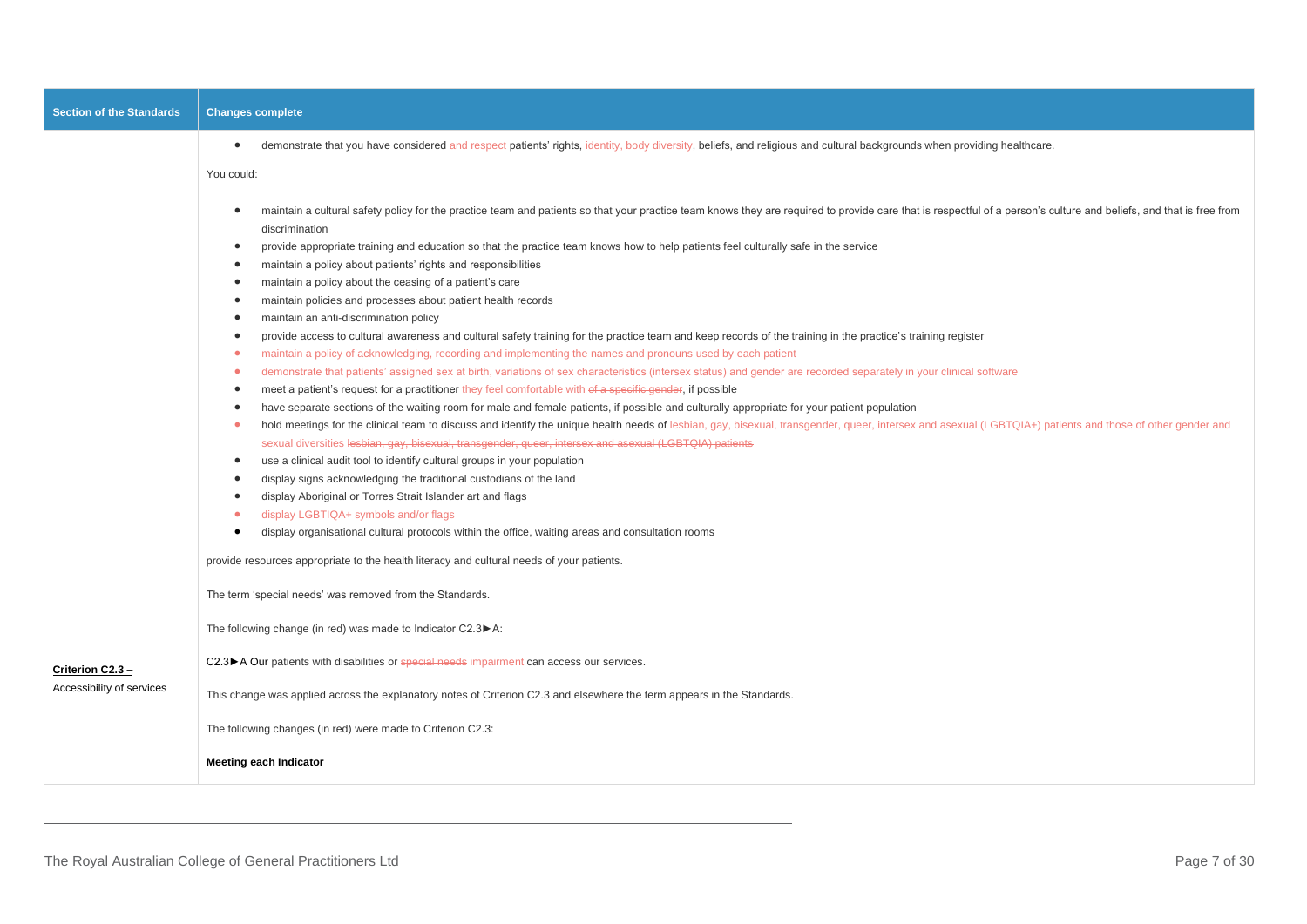| Section of the Standards | Changes complete |
|---|---|
| | • demonstrate that you have considered and respect patients' rights, identity, body diversity, beliefs, and religious and cultural backgrounds when providing healthcare.<br><br>You could:<br><br>• maintain a cultural safety policy for the practice team and patients so that your practice team knows they are required to provide care that is respectful of a person's culture and beliefs, and that is free from discrimination<br>• provide appropriate training and education so that the practice team knows how to help patients feel culturally safe in the service<br>• maintain a policy about patients' rights and responsibilities<br>• maintain a policy about the ceasing of a patient's care<br>• maintain policies and processes about patient health records<br>• maintain an anti-discrimination policy<br>• provide access to cultural awareness and cultural safety training for the practice team and keep records of the training in the practice's training register<br>• maintain a policy of acknowledging, recording and implementing the names and pronouns used by each patient<br>• demonstrate that patients' assigned sex at birth, variations of sex characteristics (intersex status) and gender are recorded separately in your clinical software<br>• meet a patient's request for a practitioner they feel comfortable with ~~of a specific gender~~, if possible<br>• have separate sections of the waiting room for male and female patients, if possible and culturally appropriate for your patient population<br>• hold meetings for the clinical team to discuss and identify the unique health needs of lesbian, gay, bisexual, transgender, queer, intersex and asexual (LGBTQIA+) patients and those of other gender and sexual diversities ~~lesbian, gay, bisexual, transgender, queer, intersex and asexual (LGBTQIA) patients~~<br>• use a clinical audit tool to identify cultural groups in your population<br>• display signs acknowledging the traditional custodians of the land<br>• display Aboriginal or Torres Strait Islander art and flags<br>• display LGBTIQA+ symbols and/or flags<br>• display organisational cultural protocols within the office, waiting areas and consultation rooms<br><br>provide resources appropriate to the health literacy and cultural needs of your patients. |
| **Criterion C2.3 –** Accessibility of services | The term 'special needs' was removed from the Standards.<br><br>The following change (in red) was made to Indicator C2.3►A:<br><br>C2.3►A Our patients with disabilities or ~~special needs~~ impairment can access our services.<br><br>This change was applied across the explanatory notes of Criterion C2.3 and elsewhere the term appears in the Standards.<br><br>The following changes (in red) were made to Criterion C2.3:<br><br>**Meeting each Indicator** |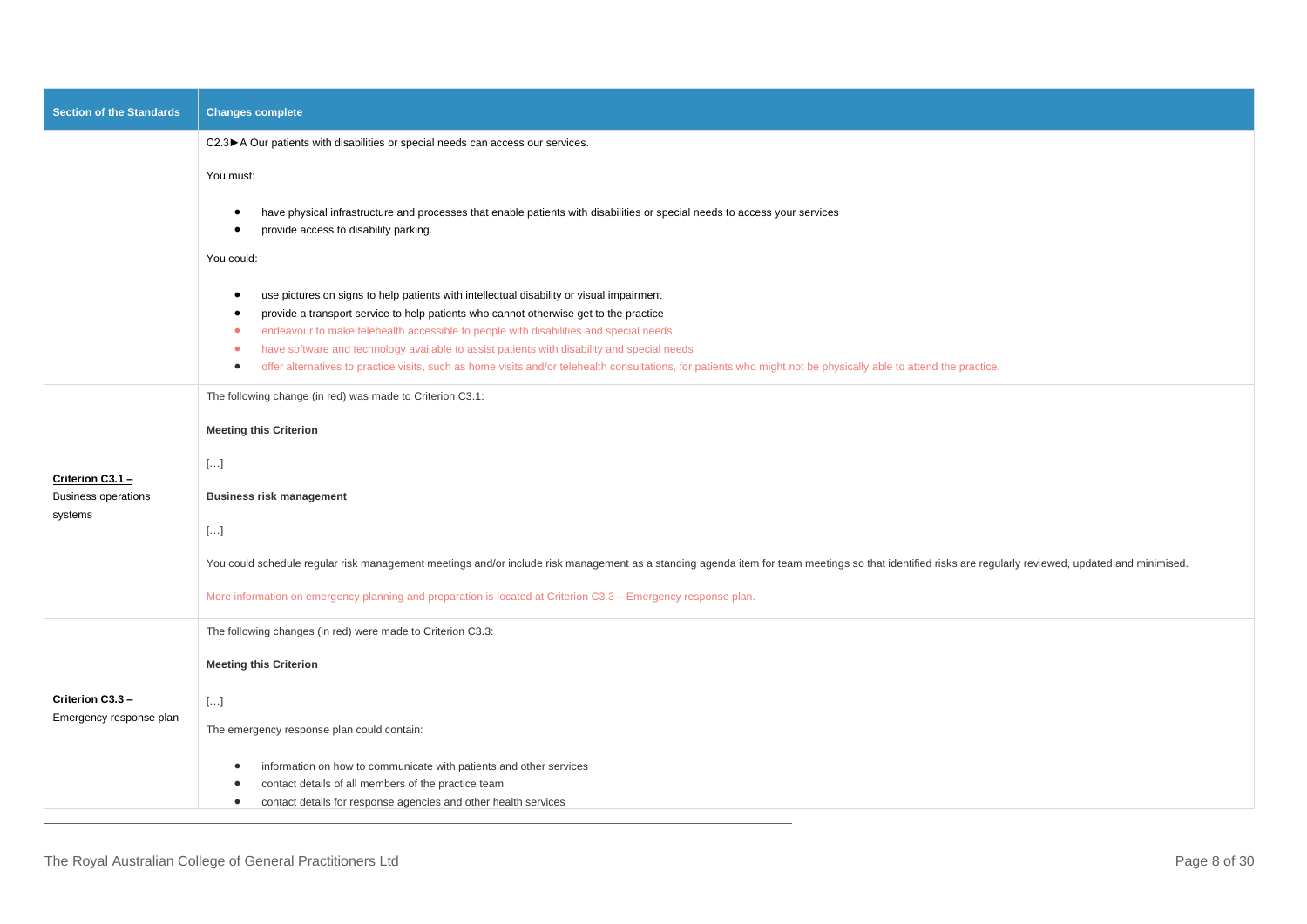| Section of the Standards | Changes complete |
|---|---|
| | C2.3►A Our patients with disabilities or special needs can access our services.<br><br>You must:<br><br>• have physical infrastructure and processes that enable patients with disabilities or special needs to access your services<br>• provide access to disability parking.<br><br>You could:<br><br>• use pictures on signs to help patients with intellectual disability or visual impairment<br>• provide a transport service to help patients who cannot otherwise get to the practice<br>• endeavour to make telehealth accessible to people with disabilities and special needs<br>• have software and technology available to assist patients with disability and special needs<br>• offer alternatives to practice visits, such as home visits and/or telehealth consultations, for patients who might not be physically able to attend the practice. |
| **Criterion C3.1 –** Business operations systems | The following change (in red) was made to Criterion C3.1:<br><br>**Meeting this Criterion**<br><br>[…]<br><br>**Business risk management**<br><br>[…]<br><br>You could schedule regular risk management meetings and/or include risk management as a standing agenda item for team meetings so that identified risks are regularly reviewed, updated and minimised.<br><br>More information on emergency planning and preparation is located at Criterion C3.3 – Emergency response plan. |
| **Criterion C3.3 –** Emergency response plan | The following changes (in red) were made to Criterion C3.3:<br><br>**Meeting this Criterion**<br><br>[…]<br><br>The emergency response plan could contain:<br><br>• information on how to communicate with patients and other services<br>• contact details of all members of the practice team<br>• contact details for response agencies and other health services |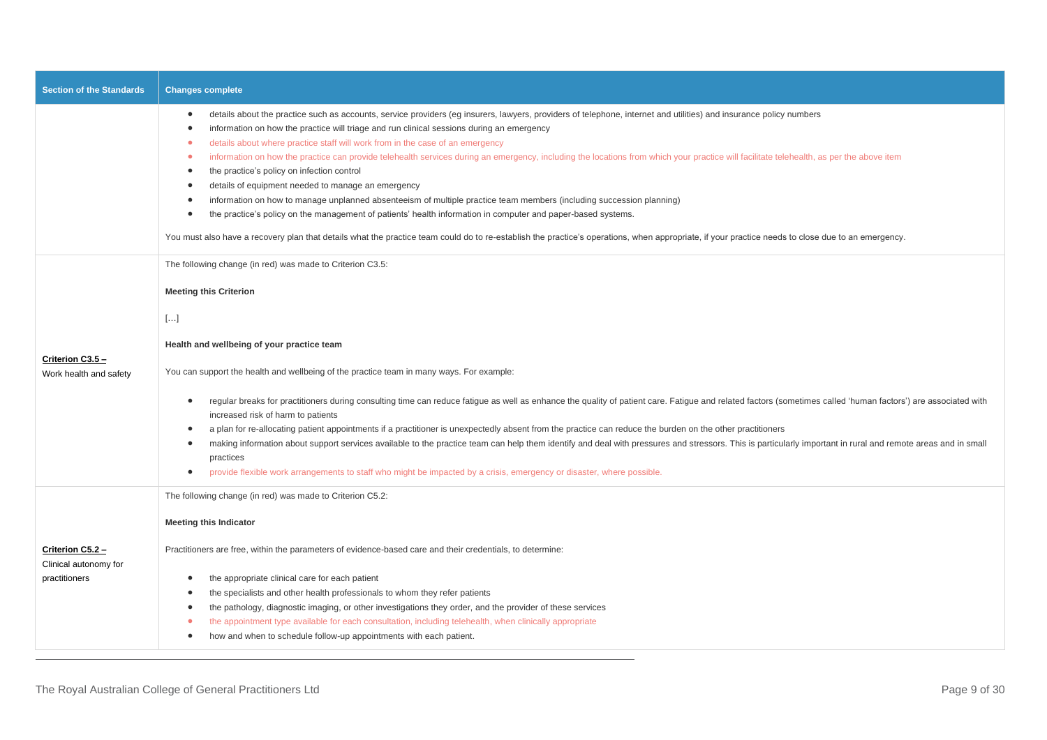| Section of the Standards | Changes complete |
|---|---|
| | • details about the practice such as accounts, service providers (eg insurers, lawyers, providers of telephone, internet and utilities) and insurance policy numbers<br>• information on how the practice will triage and run clinical sessions during an emergency<br>• details about where practice staff will work from in the case of an emergency<br>• information on how the practice can provide telehealth services during an emergency, including the locations from which your practice will facilitate telehealth, as per the above item<br>• the practice's policy on infection control<br>• details of equipment needed to manage an emergency<br>• information on how to manage unplanned absenteeism of multiple practice team members (including succession planning)<br>• the practice's policy on the management of patients' health information in computer and paper-based systems.<br><br>You must also have a recovery plan that details what the practice team could do to re-establish the practice's operations, when appropriate, if your practice needs to close due to an emergency. |
| **Criterion C3.5 –** Work health and safety | The following change (in red) was made to Criterion C3.5:<br><br>**Meeting this Criterion**<br><br>[…]<br><br>**Health and wellbeing of your practice team**<br><br>You can support the health and wellbeing of the practice team in many ways. For example:<br><br>• regular breaks for practitioners during consulting time can reduce fatigue as well as enhance the quality of patient care. Fatigue and related factors (sometimes called 'human factors') are associated with increased risk of harm to patients<br>• a plan for re-allocating patient appointments if a practitioner is unexpectedly absent from the practice can reduce the burden on the other practitioners<br>• making information about support services available to the practice team can help them identify and deal with pressures and stressors. This is particularly important in rural and remote areas and in small practices<br>• provide flexible work arrangements to staff who might be impacted by a crisis, emergency or disaster, where possible. |
| **Criterion C5.2 –** Clinical autonomy for practitioners | The following change (in red) was made to Criterion C5.2:<br><br>**Meeting this Indicator**<br><br>Practitioners are free, within the parameters of evidence-based care and their credentials, to determine:<br><br>• the appropriate clinical care for each patient<br>• the specialists and other health professionals to whom they refer patients<br>• the pathology, diagnostic imaging, or other investigations they order, and the provider of these services<br>• the appointment type available for each consultation, including telehealth, when clinically appropriate<br>• how and when to schedule follow-up appointments with each patient. |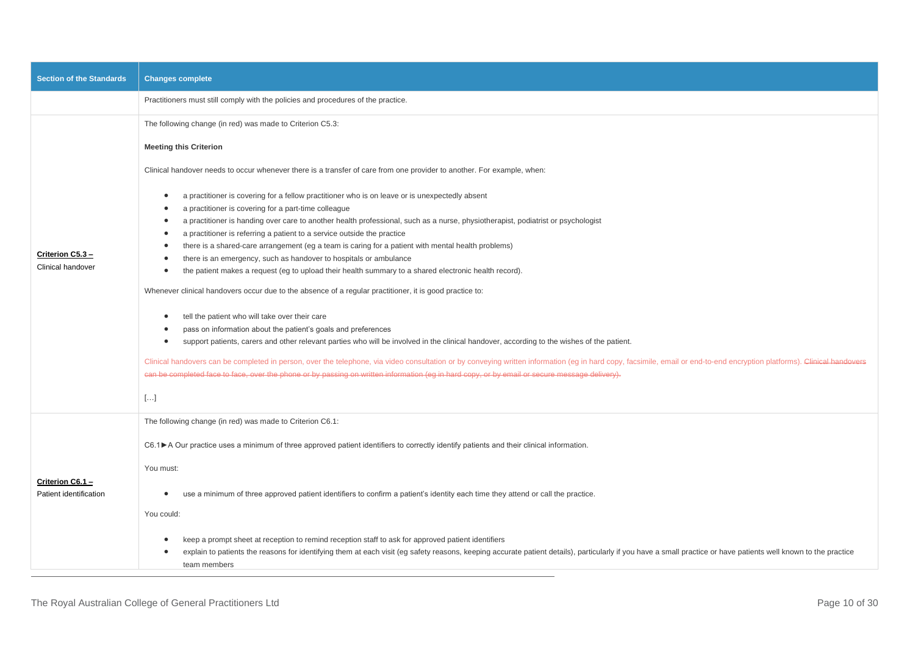| Section of the Standards | Changes complete |
| --- | --- |
| | Practitioners must still comply with the policies and procedures of the practice. |
| **Criterion C5.3 –** Clinical handover | The following change (in red) was made to Criterion C5.3:<br><br>**Meeting this Criterion**<br><br>Clinical handover needs to occur whenever there is a transfer of care from one provider to another. For example, when:<br><br>• a practitioner is covering for a fellow practitioner who is on leave or is unexpectedly absent<br>• a practitioner is covering for a part-time colleague<br>• a practitioner is handing over care to another health professional, such as a nurse, physiotherapist, podiatrist or psychologist<br>• a practitioner is referring a patient to a service outside the practice<br>• there is a shared-care arrangement (eg a team is caring for a patient with mental health problems)<br>• there is an emergency, such as handover to hospitals or ambulance<br>• the patient makes a request (eg to upload their health summary to a shared electronic health record).<br><br>Whenever clinical handovers occur due to the absence of a regular practitioner, it is good practice to:<br><br>• tell the patient who will take over their care<br>• pass on information about the patient's goals and preferences<br>• support patients, carers and other relevant parties who will be involved in the clinical handover, according to the wishes of the patient.<br><br>Clinical handovers can be completed in person, over the telephone, via video consultation or by conveying written information (eg in hard copy, facsimile, email or end-to-end encryption platforms). ~~Clinical handovers can be completed face to face, over the phone or by passing on written information (eg in hard copy, or by email or secure message delivery).~~<br><br>[…] |
| **Criterion C6.1 –** Patient identification | The following change (in red) was made to Criterion C6.1:<br><br>C6.1►A Our practice uses a minimum of three approved patient identifiers to correctly identify patients and their clinical information.<br><br>You must:<br><br>• use a minimum of three approved patient identifiers to confirm a patient's identity each time they attend or call the practice.<br><br>You could:<br><br>• keep a prompt sheet at reception to remind reception staff to ask for approved patient identifiers<br>• explain to patients the reasons for identifying them at each visit (eg safety reasons, keeping accurate patient details), particularly if you have a small practice or have patients well known to the practice team members |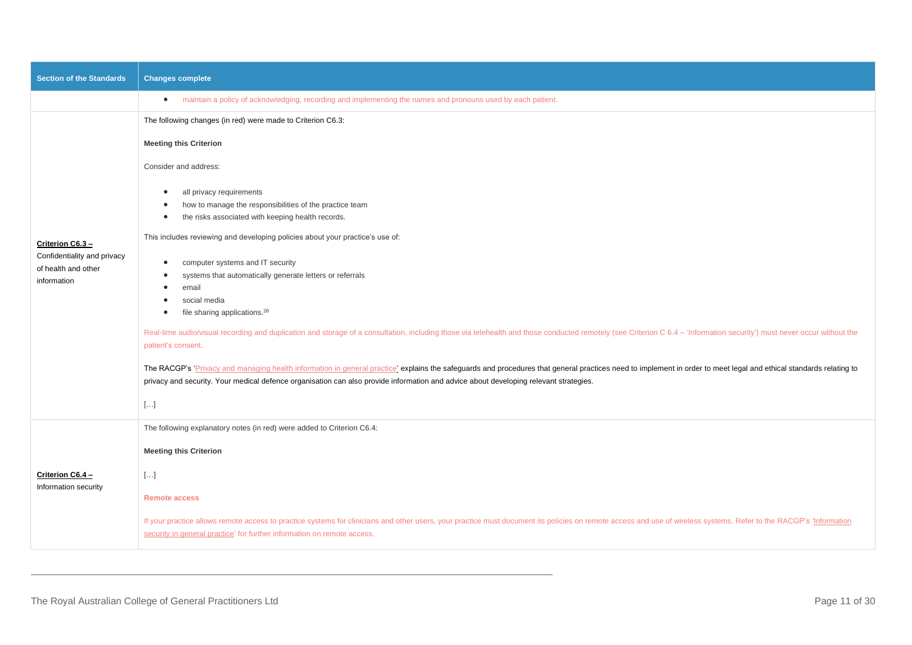| Section of the Standards | Changes complete |
|---|---|
| | • maintain a policy of acknowledging, recording and implementing the names and pronouns used by each patient. |
| **Criterion C6.3 –** Confidentiality and privacy of health and other information | The following changes (in red) were made to Criterion C6.3:<br><br>**Meeting this Criterion**<br><br>Consider and address:<br><br>• all privacy requirements<br>• how to manage the responsibilities of the practice team<br>• the risks associated with keeping health records.<br><br>This includes reviewing and developing policies about your practice's use of:<br><br>• computer systems and IT security<br>• systems that automatically generate letters or referrals<br>• email<br>• social media<br>• file sharing applications.[28]<br><br>Real-time audio/visual recording and duplication and storage of a consultation, including those via telehealth and those conducted remotely (see Criterion C 6.4 – 'Information security') must never occur without the patient's consent.<br><br>The RACGP's 'Privacy and managing health information in general practice' explains the safeguards and procedures that general practices need to implement in order to meet legal and ethical standards relating to privacy and security. Your medical defence organisation can also provide information and advice about developing relevant strategies.<br><br>[…] |
| **Criterion C6.4 –** Information security | The following explanatory notes (in red) were added to Criterion C6.4:<br><br>**Meeting this Criterion**<br><br>[…]<br><br>**Remote access**<br><br>If your practice allows remote access to practice systems for clinicians and other users, your practice must document its policies on remote access and use of wireless systems. Refer to the RACGP's 'Information security in general practice' for further information on remote access. |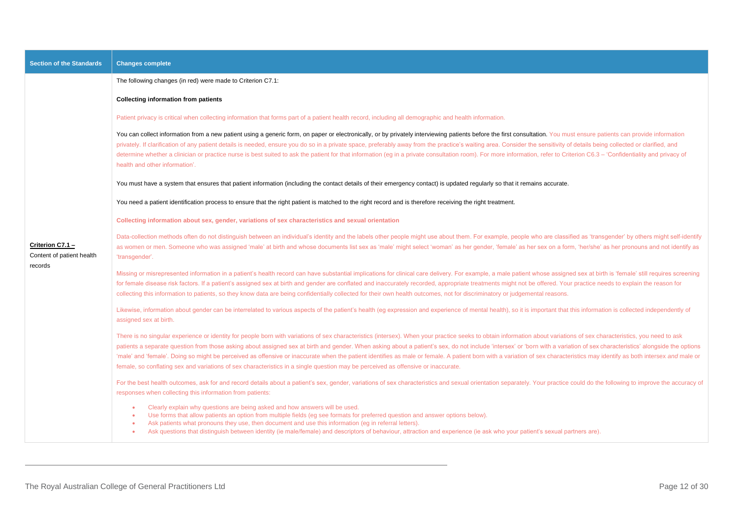| Section of the Standards | Changes complete |
| --- | --- |
| **Criterion C7.1 –** Content of patient health records | The following changes (in red) were made to Criterion C7.1:<br><br>**Collecting information from patients**<br><br>Patient privacy is critical when collecting information that forms part of a patient health record, including all demographic and health information.<br><br>You can collect information from a new patient using a generic form, on paper or electronically, or by privately interviewing patients before the first consultation. You must ensure patients can provide information privately. If clarification of any patient details is needed, ensure you do so in a private space, preferably away from the practice's waiting area. Consider the sensitivity of details being collected or clarified, and determine whether a clinician or practice nurse is best suited to ask the patient for that information (eg in a private consultation room). For more information, refer to Criterion C6.3 – 'Confidentiality and privacy of health and other information'.<br><br>You must have a system that ensures that patient information (including the contact details of their emergency contact) is updated regularly so that it remains accurate.<br><br>You need a patient identification process to ensure that the right patient is matched to the right record and is therefore receiving the right treatment.<br><br>**Collecting information about sex, gender, variations of sex characteristics and sexual orientation**<br><br>Data-collection methods often do not distinguish between an individual's identity and the labels other people might use about them. For example, people who are classified as 'transgender' by others might self-identify as women or men. Someone who was assigned 'male' at birth and whose documents list sex as 'male' might select 'woman' as her gender, 'female' as her sex on a form, 'her/she' as her pronouns and not identify as 'transgender'.<br><br>Missing or misrepresented information in a patient's health record can have substantial implications for clinical care delivery. For example, a male patient whose assigned sex at birth is 'female' still requires screening for female disease risk factors. If a patient's assigned sex at birth and gender are conflated and inaccurately recorded, appropriate treatments might not be offered. Your practice needs to explain the reason for collecting this information to patients, so they know data are being confidentially collected for their own health outcomes, not for discriminatory or judgemental reasons.<br><br>Likewise, information about gender can be interrelated to various aspects of the patient's health (eg expression and experience of mental health), so it is important that this information is collected independently of assigned sex at birth.<br><br>There is no singular experience or identity for people born with variations of sex characteristics (intersex). When your practice seeks to obtain information about variations of sex characteristics, you need to ask patients a separate question from those asking about assigned sex at birth and gender. When asking about a patient's sex, do not include 'intersex' or 'born with a variation of sex characteristics' alongside the options 'male' and 'female'. Doing so might be perceived as offensive or inaccurate when the patient identifies as male or female. A patient born with a variation of sex characteristics may identify as both intersex *and* male or female, so conflating sex and variations of sex characteristics in a single question may be perceived as offensive or inaccurate.<br><br>For the best health outcomes, ask for and record details about a patient's sex, gender, variations of sex characteristics and sexual orientation separately. Your practice could do the following to improve the accuracy of responses when collecting this information from patients:<br><br>• Clearly explain why questions are being asked and how answers will be used.<br>• Use forms that allow patients an option from multiple fields (eg see formats for preferred question and answer options below).<br>• Ask patients what pronouns they use, then document and use this information (eg in referral letters).<br>• Ask questions that distinguish between identity (ie male/female) and descriptors of behaviour, attraction and experience (ie ask who your patient's sexual partners are). |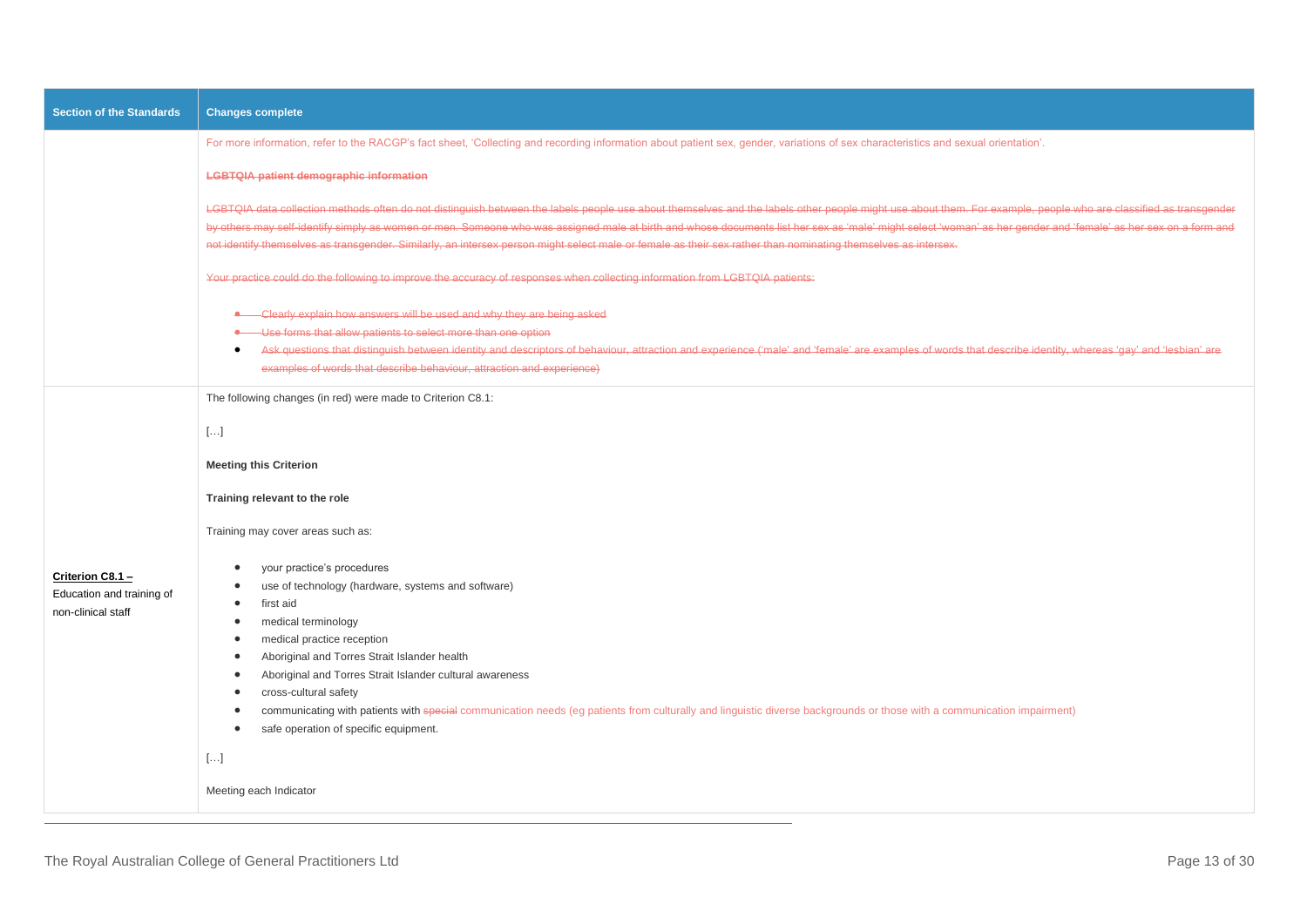| Section of the Standards | Changes complete |
| --- | --- |
| | For more information, refer to the RACGP's fact sheet, 'Collecting and recording information about patient sex, gender, variations of sex characteristics and sexual orientation'.<br><br>~~**LGBTQIA patient demographic information**~~<br><br>~~LGBTQIA data collection methods often do not distinguish between the labels people use about themselves and the labels other people might use about them. For example, people who are classified as transgender by others may self-identify simply as women or men. Someone who was assigned male at birth and whose documents list her sex as 'male' might select 'woman' as her gender and 'female' as her sex on a form and not identify themselves as transgender. Similarly, an intersex person might select male or female as their sex rather than nominating themselves as intersex.~~<br><br>~~Your practice could do the following to improve the accuracy of responses when collecting information from LGBTQIA patients:~~<br><br>• ~~Clearly explain how answers will be used and why they are being asked~~<br>• ~~Use forms that allow patients to select more than one option~~<br>• ~~Ask questions that distinguish between identity and descriptors of behaviour, attraction and experience ('male' and 'female' are examples of words that describe identity, whereas 'gay' and 'lesbian' are examples of words that describe behaviour, attraction and experience)~~ |
| **Criterion C8.1 –** Education and training of non-clinical staff | The following changes (in red) were made to Criterion C8.1:<br><br>[…]<br><br>**Meeting this Criterion**<br><br>**Training relevant to the role**<br><br>Training may cover areas such as:<br><br>• your practice's procedures<br>• use of technology (hardware, systems and software)<br>• first aid<br>• medical terminology<br>• medical practice reception<br>• Aboriginal and Torres Strait Islander health<br>• Aboriginal and Torres Strait Islander cultural awareness<br>• cross-cultural safety<br>• communicating with patients with ~~special~~ communication needs (eg patients from culturally and linguistic diverse backgrounds or those with a communication impairment)<br>• safe operation of specific equipment.<br><br>[…]<br><br>Meeting each Indicator |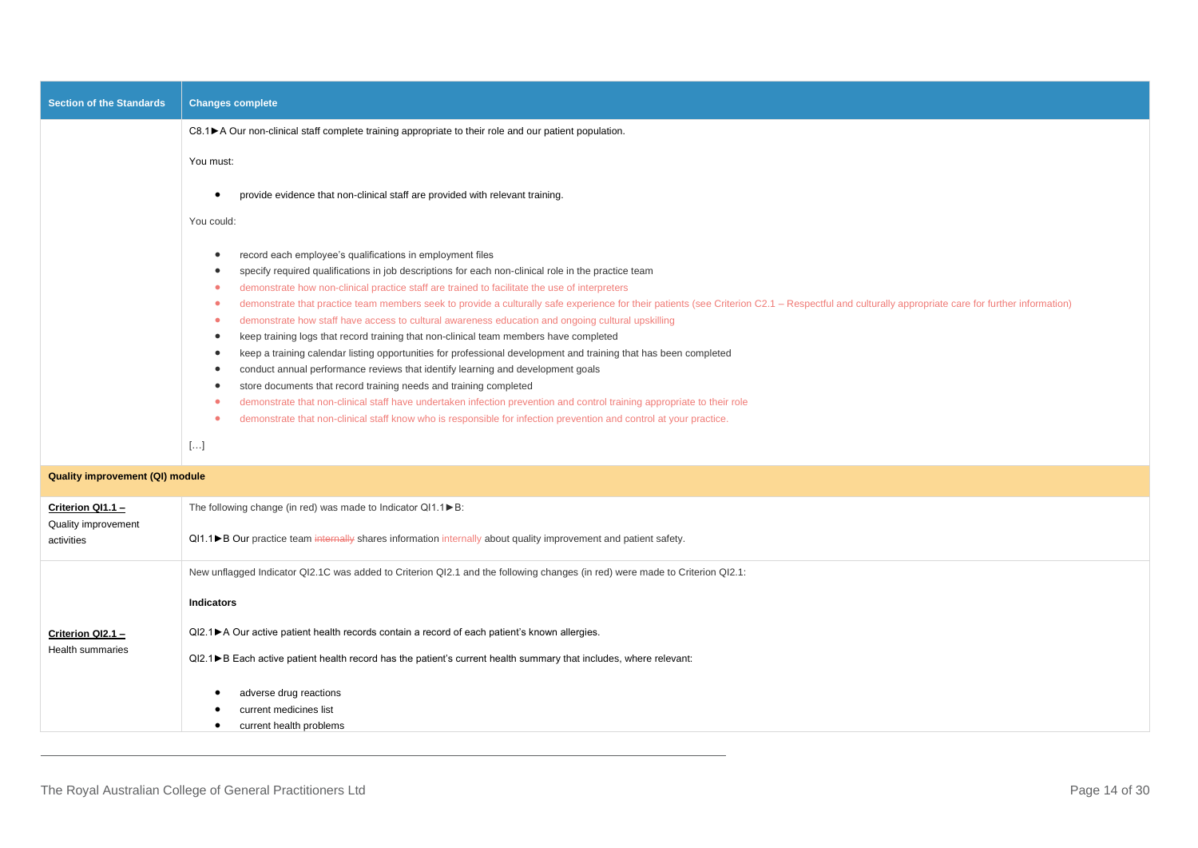| Section of the Standards | Changes complete |
| --- | --- |
| | C8.1►A Our non-clinical staff complete training appropriate to their role and our patient population.<br><br>You must:<br><br>• provide evidence that non-clinical staff are provided with relevant training.<br><br>You could:<br><br>• record each employee's qualifications in employment files<br>• specify required qualifications in job descriptions for each non-clinical role in the practice team<br>• demonstrate how non-clinical practice staff are trained to facilitate the use of interpreters<br>• demonstrate that practice team members seek to provide a culturally safe experience for their patients (see Criterion C2.1 – Respectful and culturally appropriate care for further information)<br>• demonstrate how staff have access to cultural awareness education and ongoing cultural upskilling<br>• keep training logs that record training that non-clinical team members have completed<br>• keep a training calendar listing opportunities for professional development and training that has been completed<br>• conduct annual performance reviews that identify learning and development goals<br>• store documents that record training needs and training completed<br>• demonstrate that non-clinical staff have undertaken infection prevention and control training appropriate to their role<br>• demonstrate that non-clinical staff know who is responsible for infection prevention and control at your practice.<br><br>[…] |
| **Quality improvement (QI) module** | |
| **Criterion QI1.1 –** Quality improvement activities | The following change (in red) was made to Indicator QI1.1►B:<br><br>QI1.1►B Our practice team ~~internally~~ shares information internally about quality improvement and patient safety. |
| **Criterion QI2.1 –** Health summaries | New unflagged Indicator QI2.1C was added to Criterion QI2.1 and the following changes (in red) were made to Criterion QI2.1:<br><br>**Indicators**<br><br>QI2.1►A Our active patient health records contain a record of each patient's known allergies.<br><br>QI2.1►B Each active patient health record has the patient's current health summary that includes, where relevant:<br><br>• adverse drug reactions<br>• current medicines list<br>• current health problems |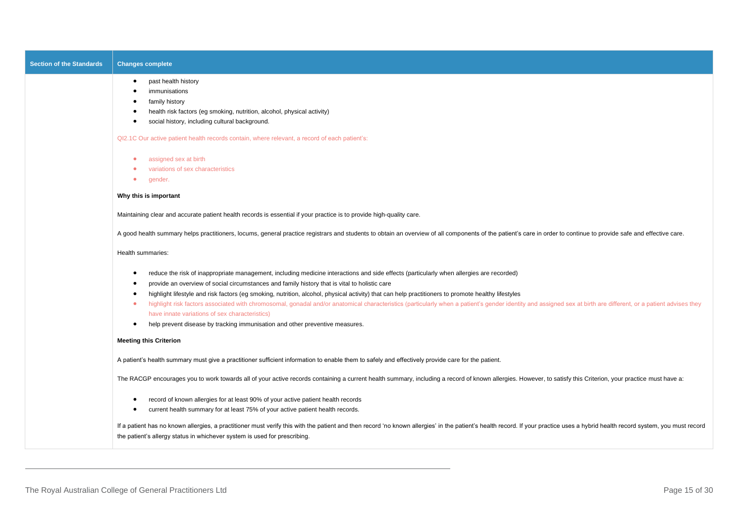| Section of the Standards | Changes complete |
|---|---|
| | <ul><li>past health history</li><li>immunisations</li><li>family history</li><li>health risk factors (eg smoking, nutrition, alcohol, physical activity)</li><li>social history, including cultural background.</li></ul>QI2.1C Our active patient health records contain, where relevant, a record of each patient's:<ul><li>assigned sex at birth</li><li>variations of sex characteristics</li><li>gender.</li></ul>**Why this is important**<br><br>Maintaining clear and accurate patient health records is essential if your practice is to provide high-quality care.<br><br>A good health summary helps practitioners, locums, general practice registrars and students to obtain an overview of all components of the patient's care in order to continue to provide safe and effective care.<br><br>Health summaries:<ul><li>reduce the risk of inappropriate management, including medicine interactions and side effects (particularly when allergies are recorded)</li><li>provide an overview of social circumstances and family history that is vital to holistic care</li><li>highlight lifestyle and risk factors (eg smoking, nutrition, alcohol, physical activity) that can help practitioners to promote healthy lifestyles</li><li>highlight risk factors associated with chromosomal, gonadal and/or anatomical characteristics (particularly when a patient's gender identity and assigned sex at birth are different, or a patient advises they have innate variations of sex characteristics)</li><li>help prevent disease by tracking immunisation and other preventive measures.</li></ul>**Meeting this Criterion**<br><br>A patient's health summary must give a practitioner sufficient information to enable them to safely and effectively provide care for the patient.<br><br>The RACGP encourages you to work towards all of your active records containing a current health summary, including a record of known allergies. However, to satisfy this Criterion, your practice must have a:<ul><li>record of known allergies for at least 90% of your active patient health records</li><li>current health summary for at least 75% of your active patient health records.</li></ul>If a patient has no known allergies, a practitioner must verify this with the patient and then record 'no known allergies' in the patient's health record. If your practice uses a hybrid health record system, you must record the patient's allergy status in whichever system is used for prescribing. |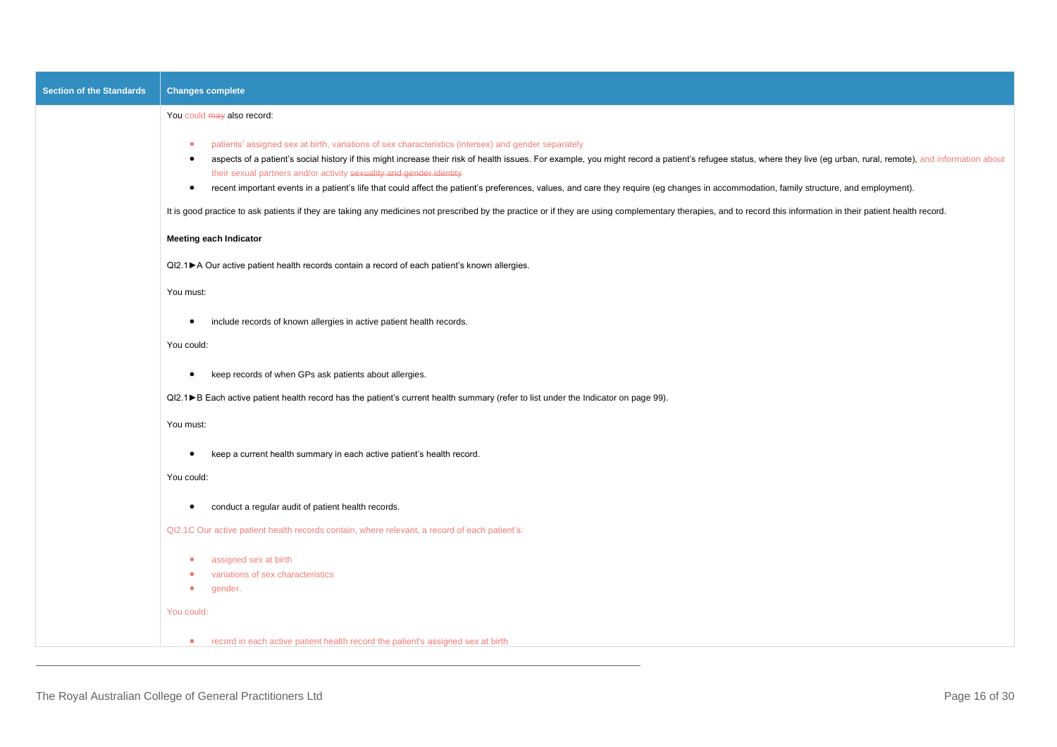| Section of the Standards | Changes complete |
|---|---|
| | You could ~~may~~ also record:<br><br>• patients' assigned sex at birth, variations of sex characteristics (intersex) and gender separately<br>• aspects of a patient's social history if this might increase their risk of health issues. For example, you might record a patient's refugee status, where they live (eg urban, rural, remote), and information about their sexual partners and/or activity ~~sexuality and gender identity~~<br>• recent important events in a patient's life that could affect the patient's preferences, values, and care they require (eg changes in accommodation, family structure, and employment).<br><br>It is good practice to ask patients if they are taking any medicines not prescribed by the practice or if they are using complementary therapies, and to record this information in their patient health record.<br><br>**Meeting each Indicator**<br><br>QI2.1►A Our active patient health records contain a record of each patient's known allergies.<br><br>You must:<br><br>• include records of known allergies in active patient health records.<br><br>You could:<br><br>• keep records of when GPs ask patients about allergies.<br><br>QI2.1►B Each active patient health record has the patient's current health summary (refer to list under the Indicator on page 99).<br><br>You must:<br><br>• keep a current health summary in each active patient's health record.<br><br>You could:<br><br>• conduct a regular audit of patient health records.<br><br>QI2.1C Our active patient health records contain, where relevant, a record of each patient's:<br><br>• assigned sex at birth<br>• variations of sex characteristics<br>• gender.<br><br>You could:<br><br>• record in each active patient health record the patient's assigned sex at birth |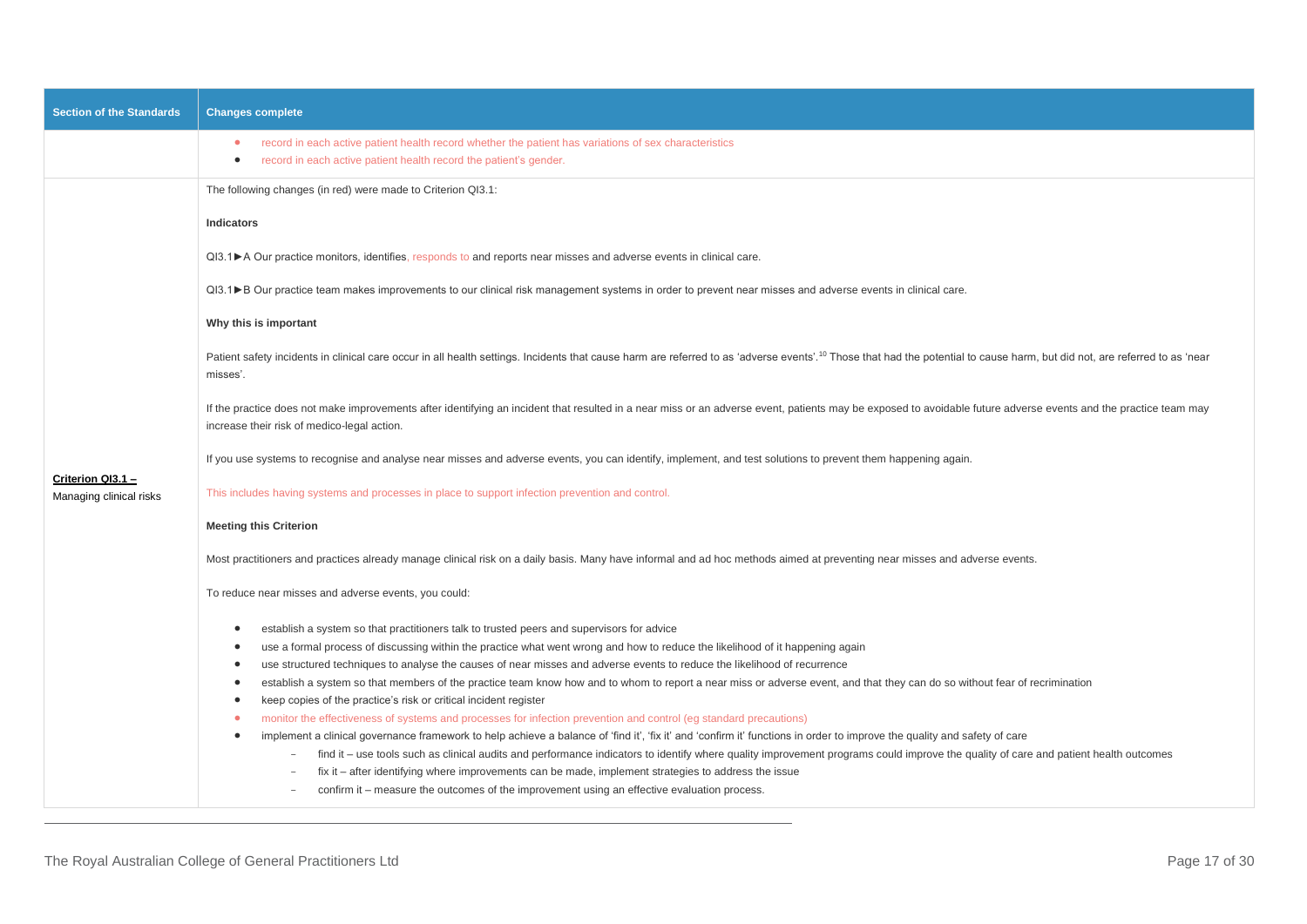| Section of the Standards | Changes complete |
| --- | --- |
| | • record in each active patient health record whether the patient has variations of sex characteristics<br>• record in each active patient health record the patient's gender. |
| **Criterion QI3.1 –** Managing clinical risks | The following changes (in red) were made to Criterion QI3.1:<br><br>**Indicators**<br><br>QI3.1►A Our practice monitors, identifies, responds to and reports near misses and adverse events in clinical care.<br><br>QI3.1►B Our practice team makes improvements to our clinical risk management systems in order to prevent near misses and adverse events in clinical care.<br><br>**Why this is important**<br><br>Patient safety incidents in clinical care occur in all health settings. Incidents that cause harm are referred to as 'adverse events'.[10] Those that had the potential to cause harm, but did not, are referred to as 'near misses'.<br><br>If the practice does not make improvements after identifying an incident that resulted in a near miss or an adverse event, patients may be exposed to avoidable future adverse events and the practice team may increase their risk of medico-legal action.<br><br>If you use systems to recognise and analyse near misses and adverse events, you can identify, implement, and test solutions to prevent them happening again.<br><br>This includes having systems and processes in place to support infection prevention and control.<br><br>**Meeting this Criterion**<br><br>Most practitioners and practices already manage clinical risk on a daily basis. Many have informal and ad hoc methods aimed at preventing near misses and adverse events.<br><br>To reduce near misses and adverse events, you could:<br><br>• establish a system so that practitioners talk to trusted peers and supervisors for advice<br>• use a formal process of discussing within the practice what went wrong and how to reduce the likelihood of it happening again<br>• use structured techniques to analyse the causes of near misses and adverse events to reduce the likelihood of recurrence<br>• establish a system so that members of the practice team know how and to whom to report a near miss or adverse event, and that they can do so without fear of recrimination<br>• keep copies of the practice's risk or critical incident register<br>• monitor the effectiveness of systems and processes for infection prevention and control (eg standard precautions)<br>• implement a clinical governance framework to help achieve a balance of 'find it', 'fix it' and 'confirm it' functions in order to improve the quality and safety of care<br>&nbsp;&nbsp;&nbsp;&nbsp;– find it – use tools such as clinical audits and performance indicators to identify where quality improvement programs could improve the quality of care and patient health outcomes<br>&nbsp;&nbsp;&nbsp;&nbsp;– fix it – after identifying where improvements can be made, implement strategies to address the issue<br>&nbsp;&nbsp;&nbsp;&nbsp;– confirm it – measure the outcomes of the improvement using an effective evaluation process. |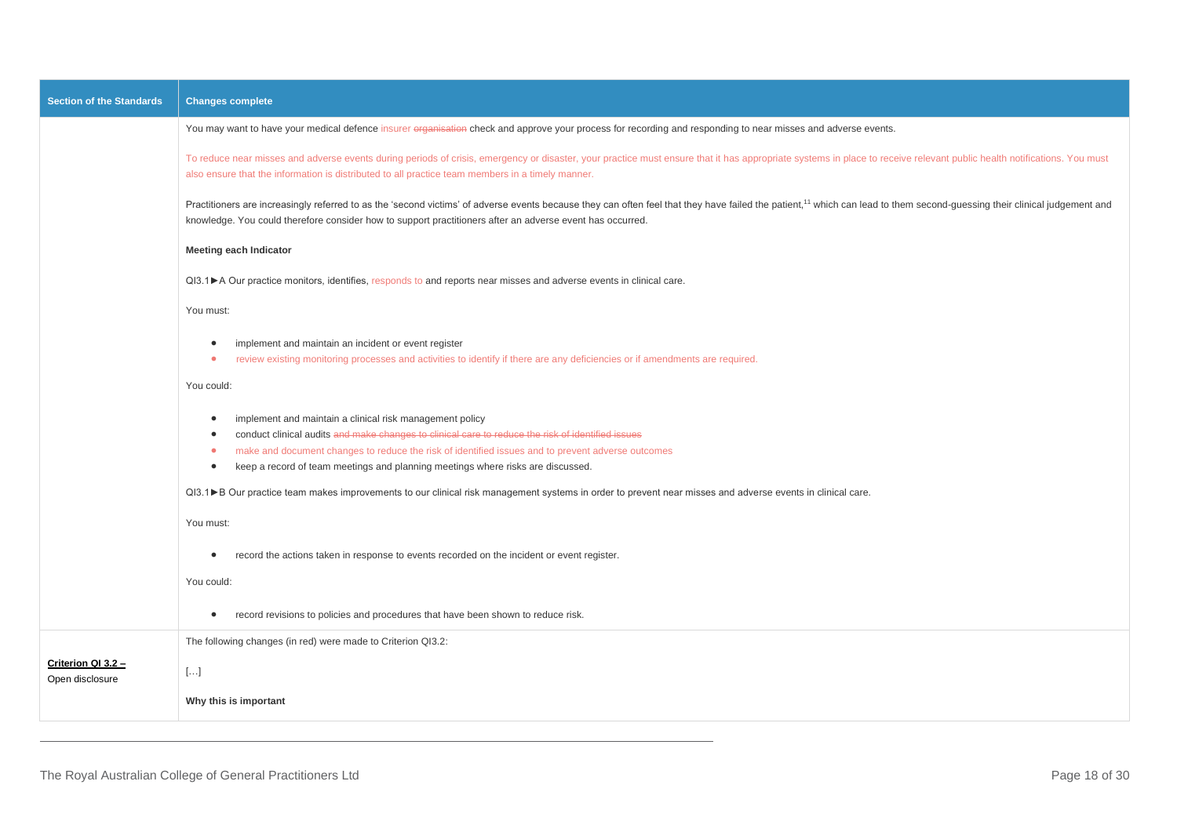| Section of the Standards | Changes complete |
| --- | --- |
| | You may want to have your medical defence insurer ~~organisation~~ check and approve your process for recording and responding to near misses and adverse events.<br><br>To reduce near misses and adverse events during periods of crisis, emergency or disaster, your practice must ensure that it has appropriate systems in place to receive relevant public health notifications. You must also ensure that the information is distributed to all practice team members in a timely manner.<br><br>Practitioners are increasingly referred to as the 'second victims' of adverse events because they can often feel that they have failed the patient,[11] which can lead to them second-guessing their clinical judgement and knowledge. You could therefore consider how to support practitioners after an adverse event has occurred.<br><br>**Meeting each Indicator**<br><br>QI3.1►A Our practice monitors, identifies, responds to and reports near misses and adverse events in clinical care.<br><br>You must:<br><br>• implement and maintain an incident or event register<br>• review existing monitoring processes and activities to identify if there are any deficiencies or if amendments are required.<br><br>You could:<br><br>• implement and maintain a clinical risk management policy<br>• conduct clinical audits ~~and make changes to clinical care to reduce the risk of identified issues~~<br>• make and document changes to reduce the risk of identified issues and to prevent adverse outcomes<br>• keep a record of team meetings and planning meetings where risks are discussed.<br><br>QI3.1►B Our practice team makes improvements to our clinical risk management systems in order to prevent near misses and adverse events in clinical care.<br><br>You must:<br><br>• record the actions taken in response to events recorded on the incident or event register.<br><br>You could:<br><br>• record revisions to policies and procedures that have been shown to reduce risk. |
| **Criterion QI 3.2 –** Open disclosure | The following changes (in red) were made to Criterion QI3.2:<br><br>[…]<br><br>**Why this is important** |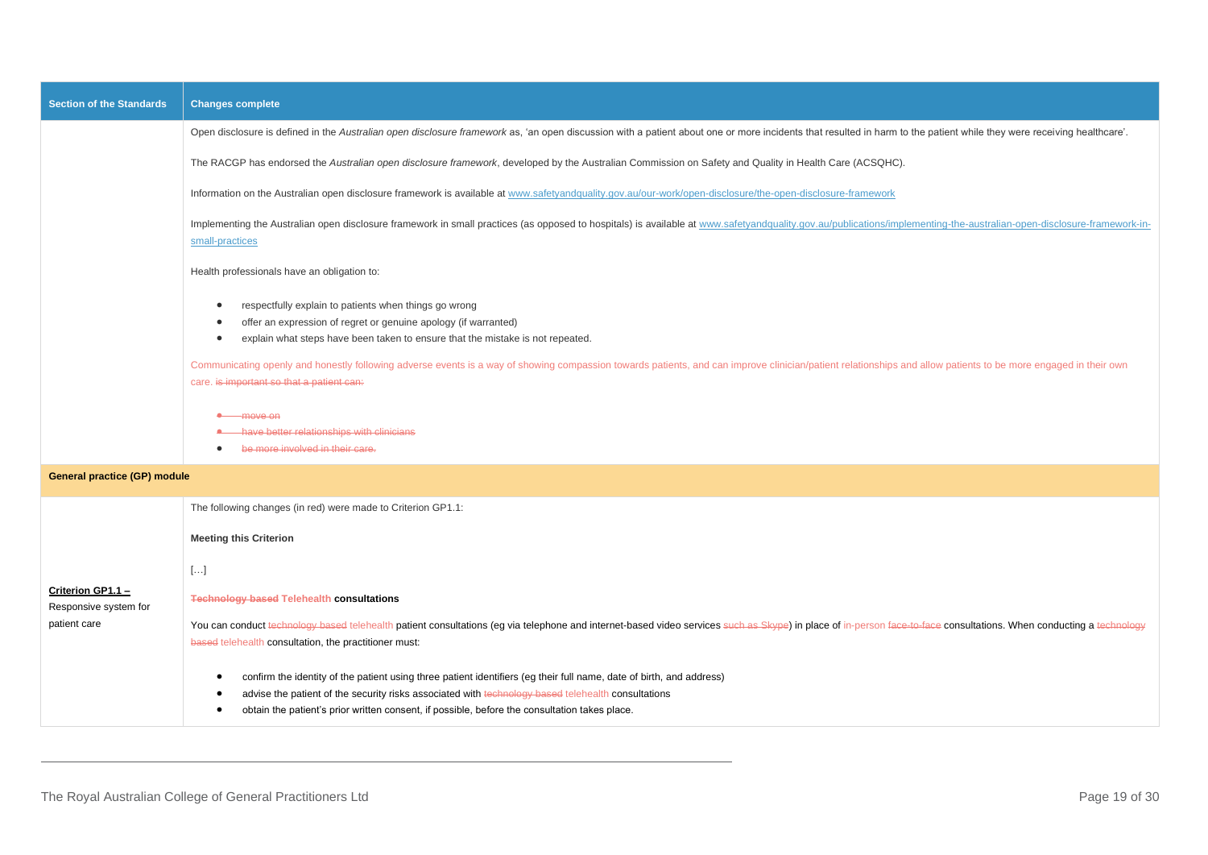| Section of the Standards | Changes complete |
| --- | --- |
| | Open disclosure is defined in the *Australian open disclosure framework* as, 'an open discussion with a patient about one or more incidents that resulted in harm to the patient while they were receiving healthcare'.<br><br>The RACGP has endorsed the *Australian open disclosure framework*, developed by the Australian Commission on Safety and Quality in Health Care (ACSQHC).<br><br>Information on the Australian open disclosure framework is available at www.safetyandquality.gov.au/our-work/open-disclosure/the-open-disclosure-framework<br><br>Implementing the Australian open disclosure framework in small practices (as opposed to hospitals) is available at www.safetyandquality.gov.au/publications/implementing-the-australian-open-disclosure-framework-in-small-practices<br><br>Health professionals have an obligation to:<br><br>• respectfully explain to patients when things go wrong<br>• offer an expression of regret or genuine apology (if warranted)<br>• explain what steps have been taken to ensure that the mistake is not repeated.<br><br>Communicating openly and honestly following adverse events is a way of showing compassion towards patients, and can improve clinician/patient relationships and allow patients to be more engaged in their own care. ~~is important so that a patient can:~~<br><br>• ~~move on~~<br>• ~~have better relationships with clinicians~~<br>• ~~be more involved in their care.~~ |
| **General practice (GP) module** | |
| **Criterion GP1.1 –** Responsive system for patient care | The following changes (in red) were made to Criterion GP1.1:<br><br>**Meeting this Criterion**<br><br>[…]<br><br>**~~Technology based~~ Telehealth consultations**<br><br>You can conduct ~~technology based~~ telehealth patient consultations (eg via telephone and internet-based video services ~~such as Skype~~) in place of in-person ~~face-to-face~~ consultations. When conducting a ~~technology based~~ telehealth consultation, the practitioner must:<br><br>• confirm the identity of the patient using three patient identifiers (eg their full name, date of birth, and address)<br>• advise the patient of the security risks associated with ~~technology based~~ telehealth consultations<br>• obtain the patient's prior written consent, if possible, before the consultation takes place. |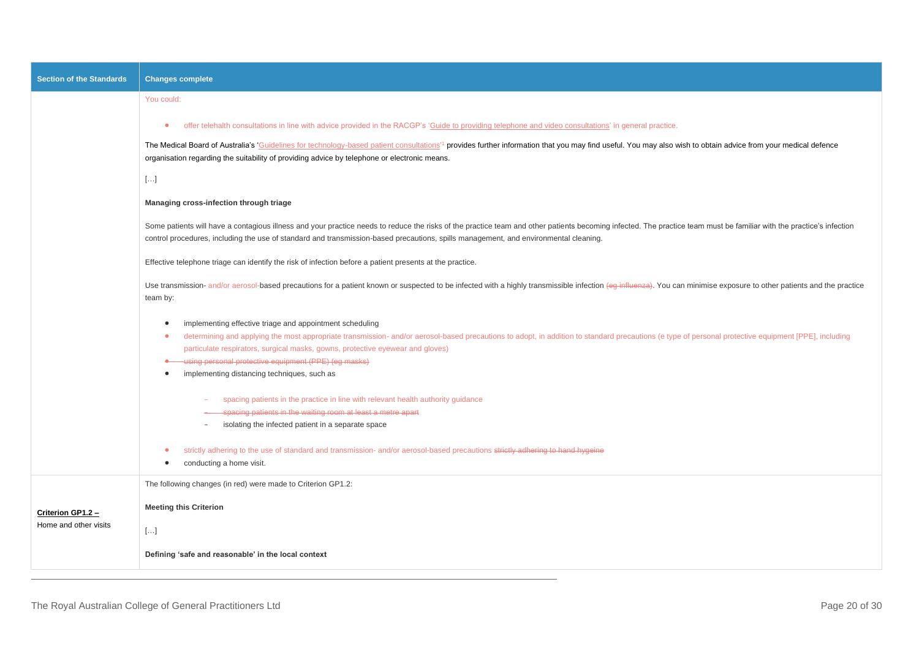| Section of the Standards | Changes complete |
| --- | --- |
| | You could:<br><br>• offer telehealth consultations in line with advice provided in the RACGP's 'Guide to providing telephone and video consultations' in general practice.<br><br>The Medical Board of Australia's 'Guidelines for technology-based patient consultations'[1] provides further information that you may find useful. You may also wish to obtain advice from your medical defence organisation regarding the suitability of providing advice by telephone or electronic means.<br><br>[…]<br><br>**Managing cross-infection through triage**<br><br>Some patients will have a contagious illness and your practice needs to reduce the risks of the practice team and other patients becoming infected. The practice team must be familiar with the practice's infection control procedures, including the use of standard and transmission-based precautions, spills management, and environmental cleaning.<br><br>Effective telephone triage can identify the risk of infection before a patient presents at the practice.<br><br>Use transmission- and/or aerosol-based precautions for a patient known or suspected to be infected with a highly transmissible infection ~~(eg influenza)~~. You can minimise exposure to other patients and the practice team by:<br><br>• implementing effective triage and appointment scheduling<br>• determining and applying the most appropriate transmission- and/or aerosol-based precautions to adopt, in addition to standard precautions (e type of personal protective equipment [PPE], including particulate respirators, surgical masks, gowns, protective eyewear and gloves)<br>• ~~using personal protective equipment (PPE) (eg masks)~~<br>• implementing distancing techniques, such as<br>&nbsp;&nbsp;– spacing patients in the practice in line with relevant health authority guidance<br>&nbsp;&nbsp;– ~~spacing patients in the waiting room at least a metre apart~~<br>&nbsp;&nbsp;– isolating the infected patient in a separate space<br><br>• strictly adhering to the use of standard and transmission- and/or aerosol-based precautions ~~strictly adhering to hand hygeine~~<br>• conducting a home visit. |
| **Criterion GP1.2 –** Home and other visits | The following changes (in red) were made to Criterion GP1.2:<br><br>**Meeting this Criterion**<br><br>[…]<br><br>**Defining 'safe and reasonable' in the local context** |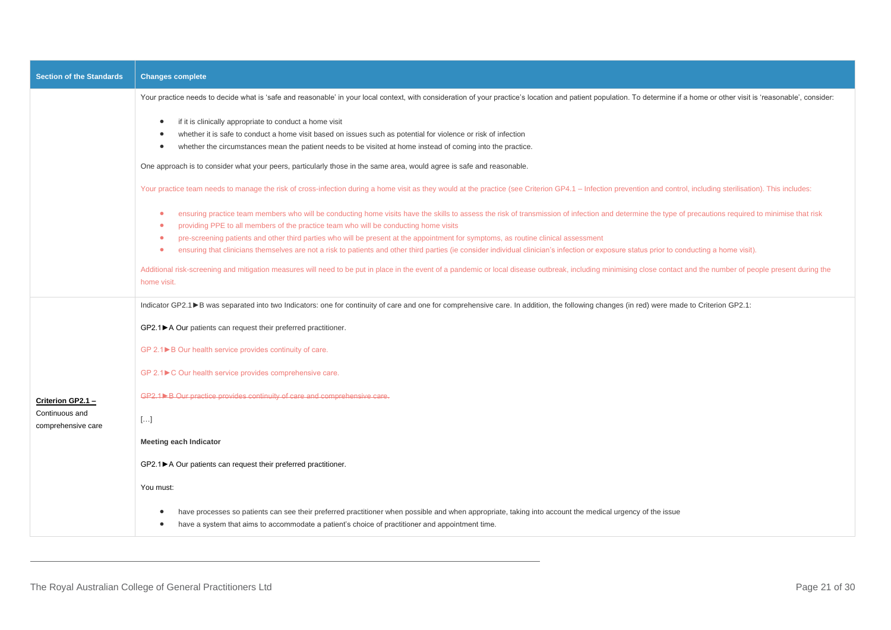| Section of the Standards | Changes complete |
| --- | --- |
| | Your practice needs to decide what is 'safe and reasonable' in your local context, with consideration of your practice's location and patient population. To determine if a home or other visit is 'reasonable', consider:<br><br>• if it is clinically appropriate to conduct a home visit<br>• whether it is safe to conduct a home visit based on issues such as potential for violence or risk of infection<br>• whether the circumstances mean the patient needs to be visited at home instead of coming into the practice.<br><br>One approach is to consider what your peers, particularly those in the same area, would agree is safe and reasonable.<br><br>Your practice team needs to manage the risk of cross-infection during a home visit as they would at the practice (see Criterion GP4.1 – Infection prevention and control, including sterilisation). This includes:<br><br>• ensuring practice team members who will be conducting home visits have the skills to assess the risk of transmission of infection and determine the type of precautions required to minimise that risk<br>• providing PPE to all members of the practice team who will be conducting home visits<br>• pre-screening patients and other third parties who will be present at the appointment for symptoms, as routine clinical assessment<br>• ensuring that clinicians themselves are not a risk to patients and other third parties (ie consider individual clinician's infection or exposure status prior to conducting a home visit).<br><br>Additional risk-screening and mitigation measures will need to be put in place in the event of a pandemic or local disease outbreak, including minimising close contact and the number of people present during the home visit. |
| **Criterion GP2.1 –** Continuous and comprehensive care | Indicator GP2.1►B was separated into two Indicators: one for continuity of care and one for comprehensive care. In addition, the following changes (in red) were made to Criterion GP2.1:<br><br>GP2.1►A Our patients can request their preferred practitioner.<br><br>GP 2.1►B Our health service provides continuity of care.<br><br>GP 2.1►C Our health service provides comprehensive care.<br><br>~~GP2.1►B Our practice provides continuity of care and comprehensive care.~~<br><br>[…]<br><br>**Meeting each Indicator**<br><br>GP2.1►A Our patients can request their preferred practitioner.<br><br>You must:<br><br>• have processes so patients can see their preferred practitioner when possible and when appropriate, taking into account the medical urgency of the issue<br>• have a system that aims to accommodate a patient's choice of practitioner and appointment time. |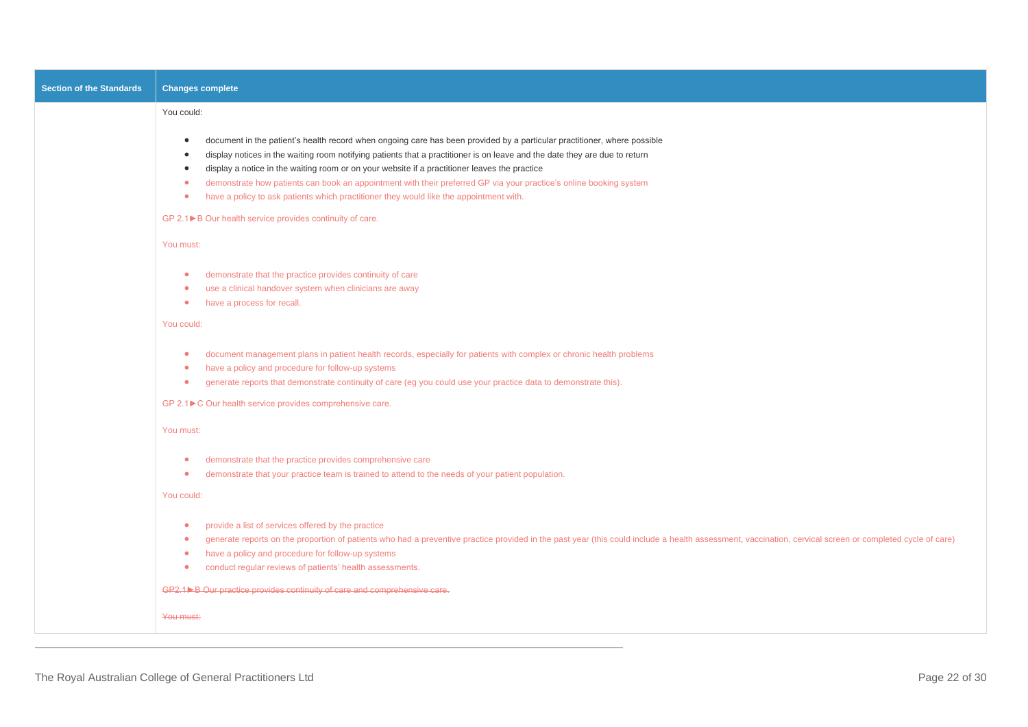| Section of the Standards | Changes complete |
|---|---|
| | You could:<br><br>• document in the patient's health record when ongoing care has been provided by a particular practitioner, where possible<br>• display notices in the waiting room notifying patients that a practitioner is on leave and the date they are due to return<br>• display a notice in the waiting room or on your website if a practitioner leaves the practice<br>• demonstrate how patients can book an appointment with their preferred GP via your practice's online booking system<br>• have a policy to ask patients which practitioner they would like the appointment with.<br><br>GP 2.1►B Our health service provides continuity of care.<br><br>You must:<br><br>• demonstrate that the practice provides continuity of care<br>• use a clinical handover system when clinicians are away<br>• have a process for recall.<br><br>You could:<br><br>• document management plans in patient health records, especially for patients with complex or chronic health problems<br>• have a policy and procedure for follow-up systems<br>• generate reports that demonstrate continuity of care (eg you could use your practice data to demonstrate this).<br><br>GP 2.1►C Our health service provides comprehensive care.<br><br>You must:<br><br>• demonstrate that the practice provides comprehensive care<br>• demonstrate that your practice team is trained to attend to the needs of your patient population.<br><br>You could:<br><br>• provide a list of services offered by the practice<br>• generate reports on the proportion of patients who had a preventive practice provided in the past year (this could include a health assessment, vaccination, cervical screen or completed cycle of care)<br>• have a policy and procedure for follow-up systems<br>• conduct regular reviews of patients' health assessments.<br><br>~~GP2.1►B Our practice provides continuity of care and comprehensive care.~~<br><br>~~You must:~~ |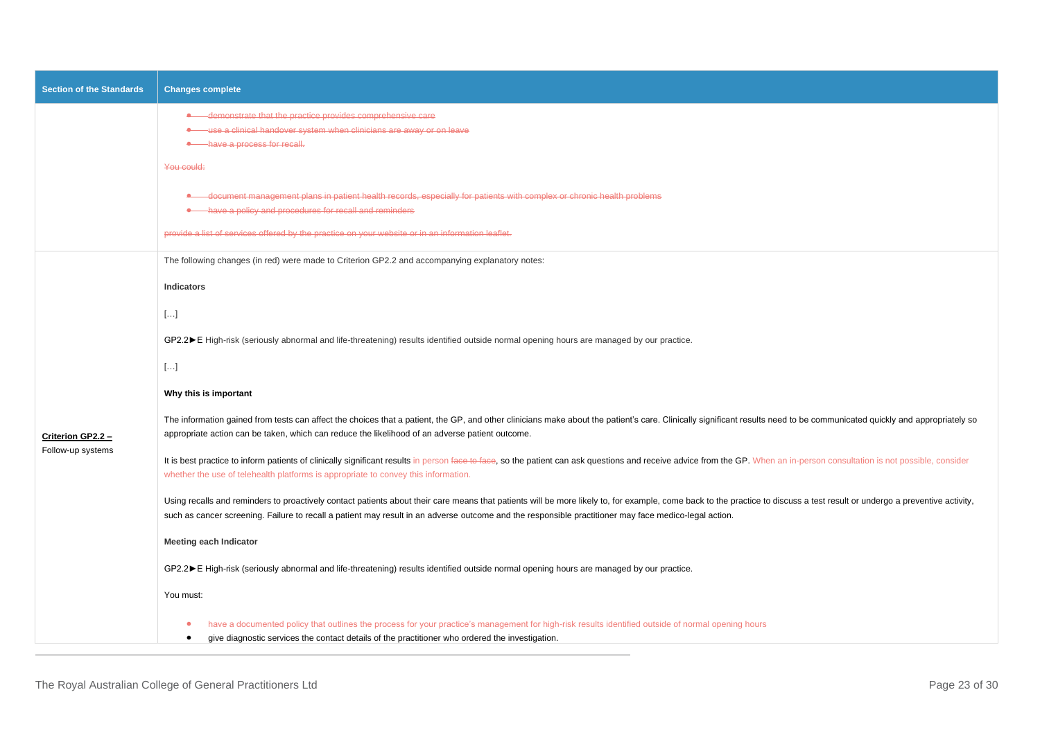| Section of the Standards | Changes complete |
| --- | --- |
| | ~~• demonstrate that the practice provides comprehensive care~~<br>~~• use a clinical handover system when clinicians are away or on leave~~<br>~~• have a process for recall.~~<br><br>~~You could:~~<br><br>~~• document management plans in patient health records, especially for patients with complex or chronic health problems~~<br>~~• have a policy and procedures for recall and reminders~~<br><br>~~provide a list of services offered by the practice on your website or in an information leaflet.~~ |
| **Criterion GP2.2 –** Follow-up systems | The following changes (in red) were made to Criterion GP2.2 and accompanying explanatory notes:<br><br>**Indicators**<br><br>[…]<br><br>GP2.2►E High-risk (seriously abnormal and life-threatening) results identified outside normal opening hours are managed by our practice.<br><br>[…]<br><br>**Why this is important**<br><br>The information gained from tests can affect the choices that a patient, the GP, and other clinicians make about the patient's care. Clinically significant results need to be communicated quickly and appropriately so appropriate action can be taken, which can reduce the likelihood of an adverse patient outcome.<br><br>It is best practice to inform patients of clinically significant results in person ~~face to face~~, so the patient can ask questions and receive advice from the GP. When an in-person consultation is not possible, consider whether the use of telehealth platforms is appropriate to convey this information.<br><br>Using recalls and reminders to proactively contact patients about their care means that patients will be more likely to, for example, come back to the practice to discuss a test result or undergo a preventive activity, such as cancer screening. Failure to recall a patient may result in an adverse outcome and the responsible practitioner may face medico-legal action.<br><br>**Meeting each Indicator**<br><br>GP2.2►E High-risk (seriously abnormal and life-threatening) results identified outside normal opening hours are managed by our practice.<br><br>You must:<br><br>• have a documented policy that outlines the process for your practice's management for high-risk results identified outside of normal opening hours<br>• give diagnostic services the contact details of the practitioner who ordered the investigation. |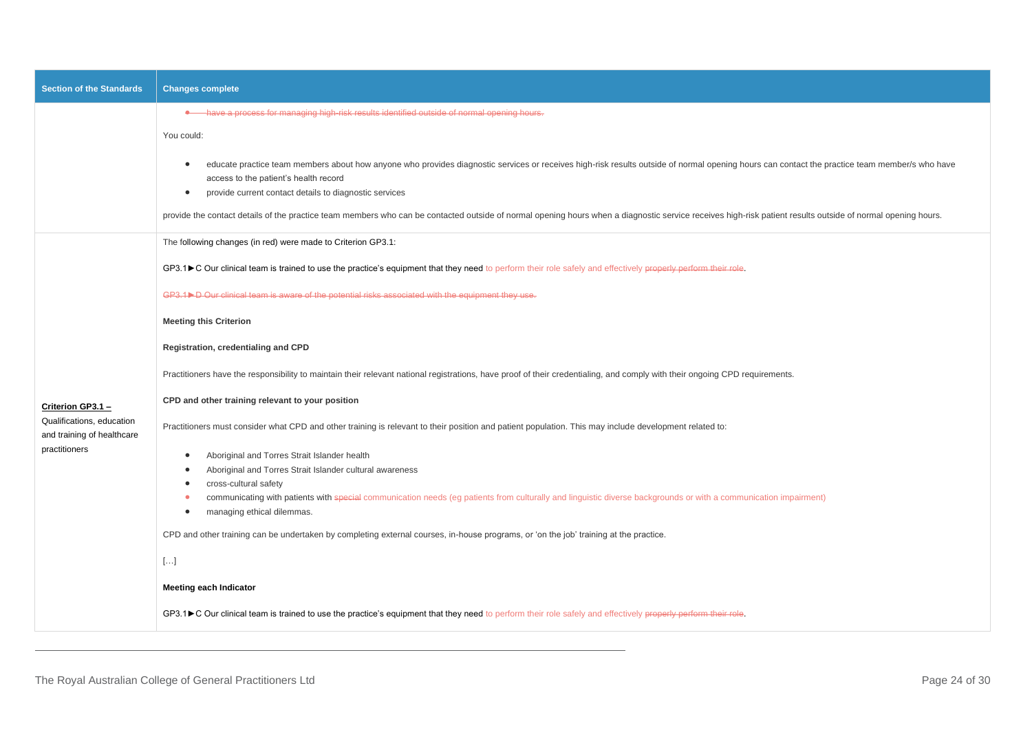| Section of the Standards | Changes complete |
| --- | --- |
| | ~~• have a process for managing high-risk results identified outside of normal opening hours.~~<br><br>You could:<br><br>• educate practice team members about how anyone who provides diagnostic services or receives high-risk results outside of normal opening hours can contact the practice team member/s who have access to the patient's health record<br>• provide current contact details to diagnostic services<br><br>provide the contact details of the practice team members who can be contacted outside of normal opening hours when a diagnostic service receives high-risk patient results outside of normal opening hours. |
| **Criterion GP3.1 –** Qualifications, education and training of healthcare practitioners | The following changes (in red) were made to Criterion GP3.1:<br><br>GP3.1►C Our clinical team is trained to use the practice's equipment that they need to perform their role safely and effectively ~~properly perform their role~~.<br><br>~~GP3.1►D Our clinical team is aware of the potential risks associated with the equipment they use.~~<br><br>**Meeting this Criterion**<br><br>**Registration, credentialing and CPD**<br><br>Practitioners have the responsibility to maintain their relevant national registrations, have proof of their credentialing, and comply with their ongoing CPD requirements.<br><br>**CPD and other training relevant to your position**<br><br>Practitioners must consider what CPD and other training is relevant to their position and patient population. This may include development related to:<br><br>• Aboriginal and Torres Strait Islander health<br>• Aboriginal and Torres Strait Islander cultural awareness<br>• cross-cultural safety<br>• communicating with patients with ~~special~~ communication needs (eg patients from culturally and linguistic diverse backgrounds or with a communication impairment)<br>• managing ethical dilemmas.<br><br>CPD and other training can be undertaken by completing external courses, in-house programs, or 'on the job' training at the practice.<br><br>[…]<br><br>**Meeting each Indicator**<br><br>GP3.1►C Our clinical team is trained to use the practice's equipment that they need to perform their role safely and effectively ~~properly perform their role~~. |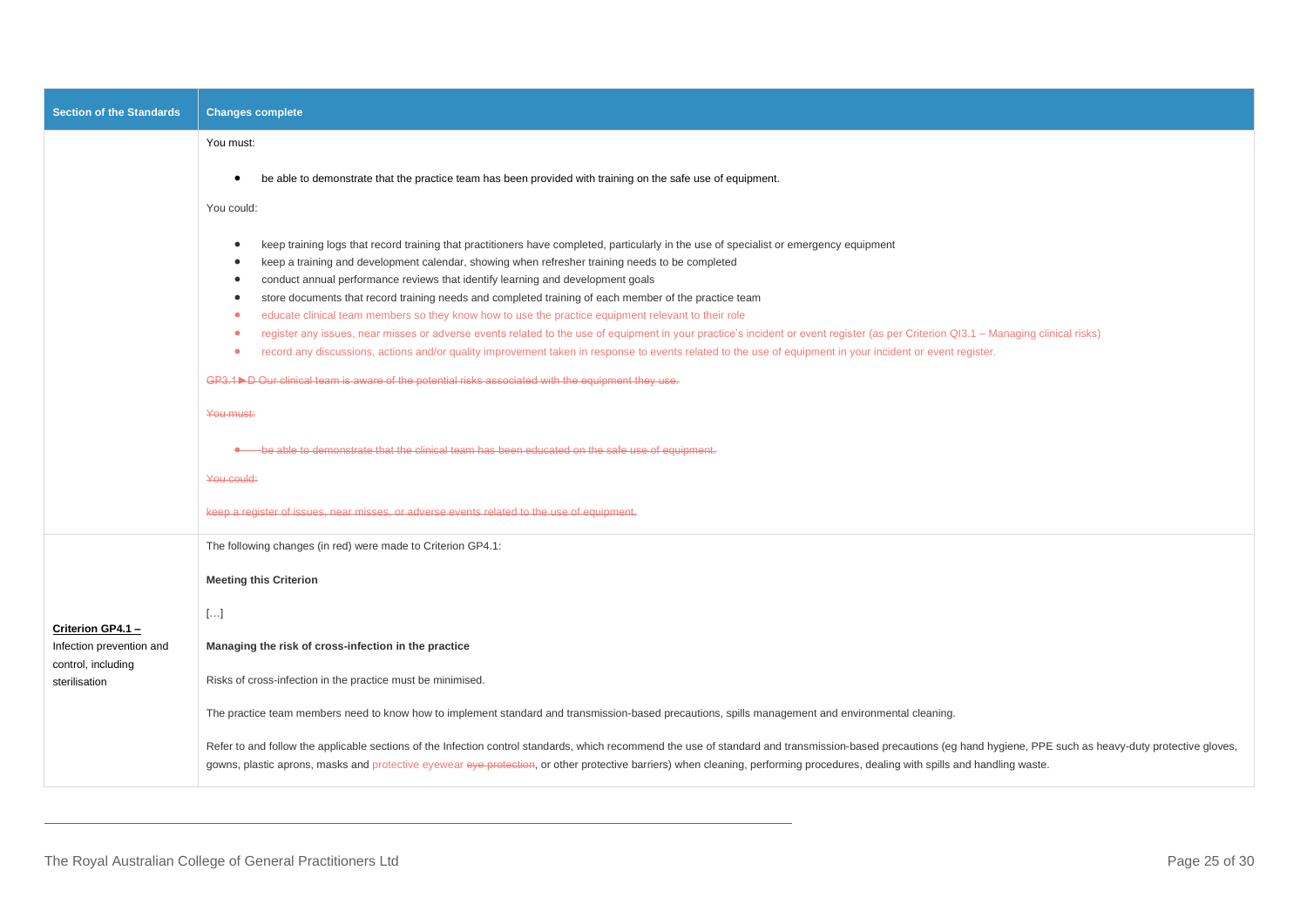| Section of the Standards | Changes complete |
|---|---|
| | You must:<br><br>- be able to demonstrate that the practice team has been provided with training on the safe use of equipment.<br><br>You could:<br><br>- keep training logs that record training that practitioners have completed, particularly in the use of specialist or emergency equipment<br>- keep a training and development calendar, showing when refresher training needs to be completed<br>- conduct annual performance reviews that identify learning and development goals<br>- store documents that record training needs and completed training of each member of the practice team<br>- educate clinical team members so they know how to use the practice equipment relevant to their role<br>- register any issues, near misses or adverse events related to the use of equipment in your practice's incident or event register (as per Criterion QI3.1 – Managing clinical risks)<br>- record any discussions, actions and/or quality improvement taken in response to events related to the use of equipment in your incident or event register.<br><br>~~GP3.1►D Our clinical team is aware of the potential risks associated with the equipment they use.~~<br><br>~~You must:~~<br><br>- ~~be able to demonstrate that the clinical team has been educated on the safe use of equipment.~~<br><br>~~You could:~~<br><br>~~keep a register of issues, near misses, or adverse events related to the use of equipment.~~ |
| **Criterion GP4.1 –** Infection prevention and control, including sterilisation | The following changes (in red) were made to Criterion GP4.1:<br><br>**Meeting this Criterion**<br><br>[…]<br><br>**Managing the risk of cross-infection in the practice**<br><br>Risks of cross-infection in the practice must be minimised.<br><br>The practice team members need to know how to implement standard and transmission-based precautions, spills management and environmental cleaning.<br><br>Refer to and follow the applicable sections of the Infection control standards, which recommend the use of standard and transmission-based precautions (eg hand hygiene, PPE such as heavy-duty protective gloves, gowns, plastic aprons, masks and protective eyewear ~~eye protection~~, or other protective barriers) when cleaning, performing procedures, dealing with spills and handling waste. |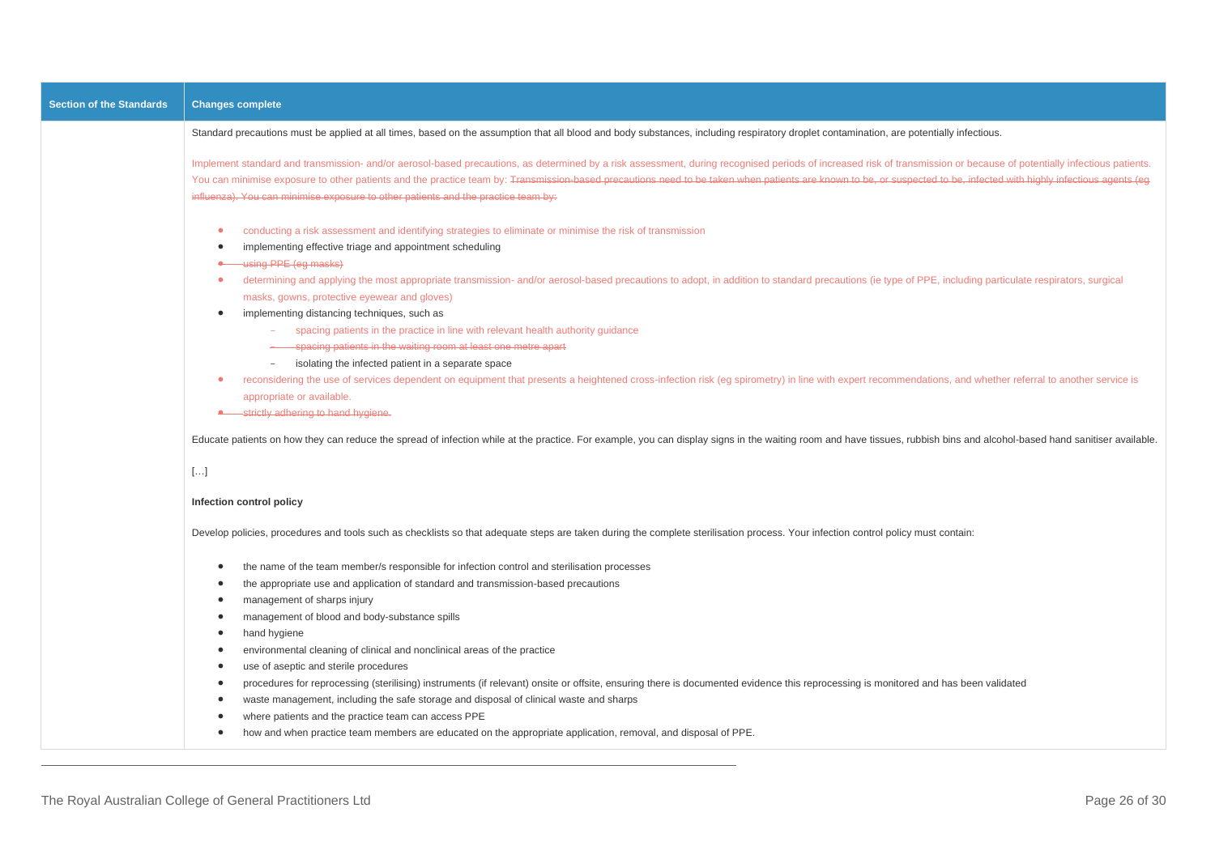| Section of the Standards | Changes complete |
| --- | --- |
| | Standard precautions must be applied at all times, based on the assumption that all blood and body substances, including respiratory droplet contamination, are potentially infectious.<br><br>Implement standard and transmission- and/or aerosol-based precautions, as determined by a risk assessment, during recognised periods of increased risk of transmission or because of potentially infectious patients. You can minimise exposure to other patients and the practice team by: ~~Transmission-based precautions need to be taken when patients are known to be, or suspected to be, infected with highly infectious agents (eg influenza). You can minimise exposure to other patients and the practice team by:~~<br><br>• conducting a risk assessment and identifying strategies to eliminate or minimise the risk of transmission<br>• implementing effective triage and appointment scheduling<br>• ~~using PPE (eg masks)~~<br>• determining and applying the most appropriate transmission- and/or aerosol-based precautions to adopt, in addition to standard precautions (ie type of PPE, including particulate respirators, surgical masks, gowns, protective eyewear and gloves)<br>• implementing distancing techniques, such as<br>  – spacing patients in the practice in line with relevant health authority guidance<br>  – ~~spacing patients in the waiting room at least one metre apart~~<br>  – isolating the infected patient in a separate space<br>• reconsidering the use of services dependent on equipment that presents a heightened cross-infection risk (eg spirometry) in line with expert recommendations, and whether referral to another service is appropriate or available.<br>• ~~strictly adhering to hand hygiene.~~<br><br>Educate patients on how they can reduce the spread of infection while at the practice. For example, you can display signs in the waiting room and have tissues, rubbish bins and alcohol-based hand sanitiser available.<br><br>[…]<br><br>**Infection control policy**<br><br>Develop policies, procedures and tools such as checklists so that adequate steps are taken during the complete sterilisation process. Your infection control policy must contain:<br><br>• the name of the team member/s responsible for infection control and sterilisation processes<br>• the appropriate use and application of standard and transmission-based precautions<br>• management of sharps injury<br>• management of blood and body-substance spills<br>• hand hygiene<br>• environmental cleaning of clinical and nonclinical areas of the practice<br>• use of aseptic and sterile procedures<br>• procedures for reprocessing (sterilising) instruments (if relevant) onsite or offsite, ensuring there is documented evidence this reprocessing is monitored and has been validated<br>• waste management, including the safe storage and disposal of clinical waste and sharps<br>• where patients and the practice team can access PPE<br>• how and when practice team members are educated on the appropriate application, removal, and disposal of PPE. |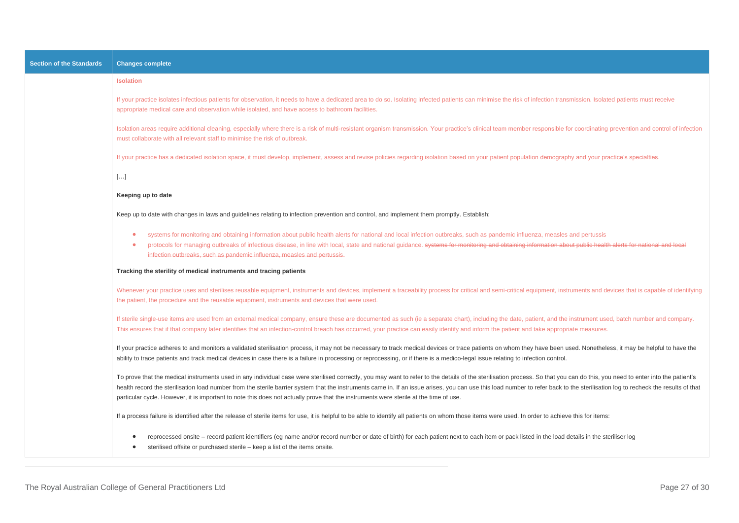| Section of the Standards | Changes complete |
|---|---|
| | **Isolation**<br><br>If your practice isolates infectious patients for observation, it needs to have a dedicated area to do so. Isolating infected patients can minimise the risk of infection transmission. Isolated patients must receive appropriate medical care and observation while isolated, and have access to bathroom facilities.<br><br>Isolation areas require additional cleaning, especially where there is a risk of multi-resistant organism transmission. Your practice's clinical team member responsible for coordinating prevention and control of infection must collaborate with all relevant staff to minimise the risk of outbreak.<br><br>If your practice has a dedicated isolation space, it must develop, implement, assess and revise policies regarding isolation based on your patient population demography and your practice's specialties.<br><br>[…]<br><br>**Keeping up to date**<br><br>Keep up to date with changes in laws and guidelines relating to infection prevention and control, and implement them promptly. Establish:<br><br>• systems for monitoring and obtaining information about public health alerts for national and local infection outbreaks, such as pandemic influenza, measles and pertussis<br>• protocols for managing outbreaks of infectious disease, in line with local, state and national guidance. ~~systems for monitoring and obtaining information about public health alerts for national and local infection outbreaks, such as pandemic influenza, measles and pertussis.~~<br><br>**Tracking the sterility of medical instruments and tracing patients**<br><br>Whenever your practice uses and sterilises reusable equipment, instruments and devices, implement a traceability process for critical and semi-critical equipment, instruments and devices that is capable of identifying the patient, the procedure and the reusable equipment, instruments and devices that were used.<br><br>If sterile single-use items are used from an external medical company, ensure these are documented as such (ie a separate chart), including the date, patient, and the instrument used, batch number and company. This ensures that if that company later identifies that an infection-control breach has occurred, your practice can easily identify and inform the patient and take appropriate measures.<br><br>If your practice adheres to and monitors a validated sterilisation process, it may not be necessary to track medical devices or trace patients on whom they have been used. Nonetheless, it may be helpful to have the ability to trace patients and track medical devices in case there is a failure in processing or reprocessing, or if there is a medico-legal issue relating to infection control.<br><br>To prove that the medical instruments used in any individual case were sterilised correctly, you may want to refer to the details of the sterilisation process. So that you can do this, you need to enter into the patient's health record the sterilisation load number from the sterile barrier system that the instruments came in. If an issue arises, you can use this load number to refer back to the sterilisation log to recheck the results of that particular cycle. However, it is important to note this does not actually prove that the instruments were sterile at the time of use.<br><br>If a process failure is identified after the release of sterile items for use, it is helpful to be able to identify all patients on whom those items were used. In order to achieve this for items:<br><br>• reprocessed onsite – record patient identifiers (eg name and/or record number or date of birth) for each patient next to each item or pack listed in the load details in the steriliser log<br>• sterilised offsite or purchased sterile – keep a list of the items onsite. |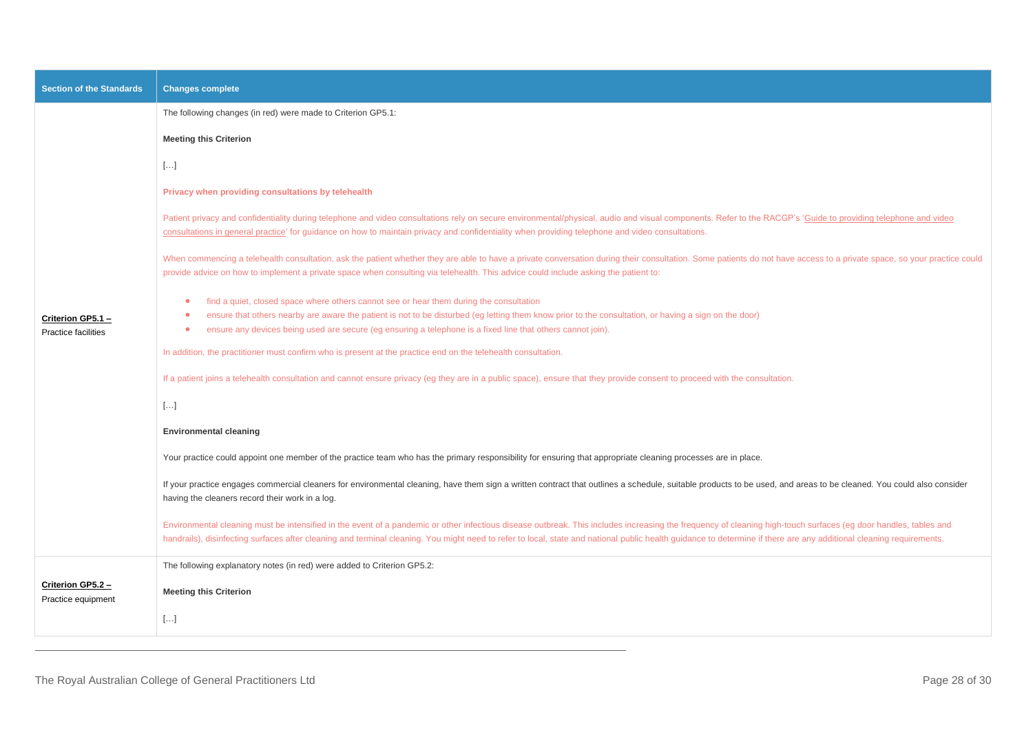| Section of the Standards | Changes complete |
|---|---|
| **Criterion GP5.1 –** Practice facilities | The following changes (in red) were made to Criterion GP5.1:<br><br>**Meeting this Criterion**<br><br>[…]<br><br>**Privacy when providing consultations by telehealth**<br><br>Patient privacy and confidentiality during telephone and video consultations rely on secure environmental/physical, audio and visual components. Refer to the RACGP's 'Guide to providing telephone and video consultations in general practice' for guidance on how to maintain privacy and confidentiality when providing telephone and video consultations.<br><br>When commencing a telehealth consultation, ask the patient whether they are able to have a private conversation during their consultation. Some patients do not have access to a private space, so your practice could provide advice on how to implement a private space when consulting via telehealth. This advice could include asking the patient to:<br><br>• find a quiet, closed space where others cannot see or hear them during the consultation<br>• ensure that others nearby are aware the patient is not to be disturbed (eg letting them know prior to the consultation, or having a sign on the door)<br>• ensure any devices being used are secure (eg ensuring a telephone is a fixed line that others cannot join).<br><br>In addition, the practitioner must confirm who is present at the practice end on the telehealth consultation.<br><br>If a patient joins a telehealth consultation and cannot ensure privacy (eg they are in a public space), ensure that they provide consent to proceed with the consultation.<br><br>[…]<br><br>**Environmental cleaning**<br><br>Your practice could appoint one member of the practice team who has the primary responsibility for ensuring that appropriate cleaning processes are in place.<br><br>If your practice engages commercial cleaners for environmental cleaning, have them sign a written contract that outlines a schedule, suitable products to be used, and areas to be cleaned. You could also consider having the cleaners record their work in a log.<br><br>Environmental cleaning must be intensified in the event of a pandemic or other infectious disease outbreak. This includes increasing the frequency of cleaning high-touch surfaces (eg door handles, tables and handrails), disinfecting surfaces after cleaning and terminal cleaning. You might need to refer to local, state and national public health guidance to determine if there are any additional cleaning requirements. |
| **Criterion GP5.2 –** Practice equipment | The following explanatory notes (in red) were added to Criterion GP5.2:<br><br>**Meeting this Criterion**<br><br>[…] |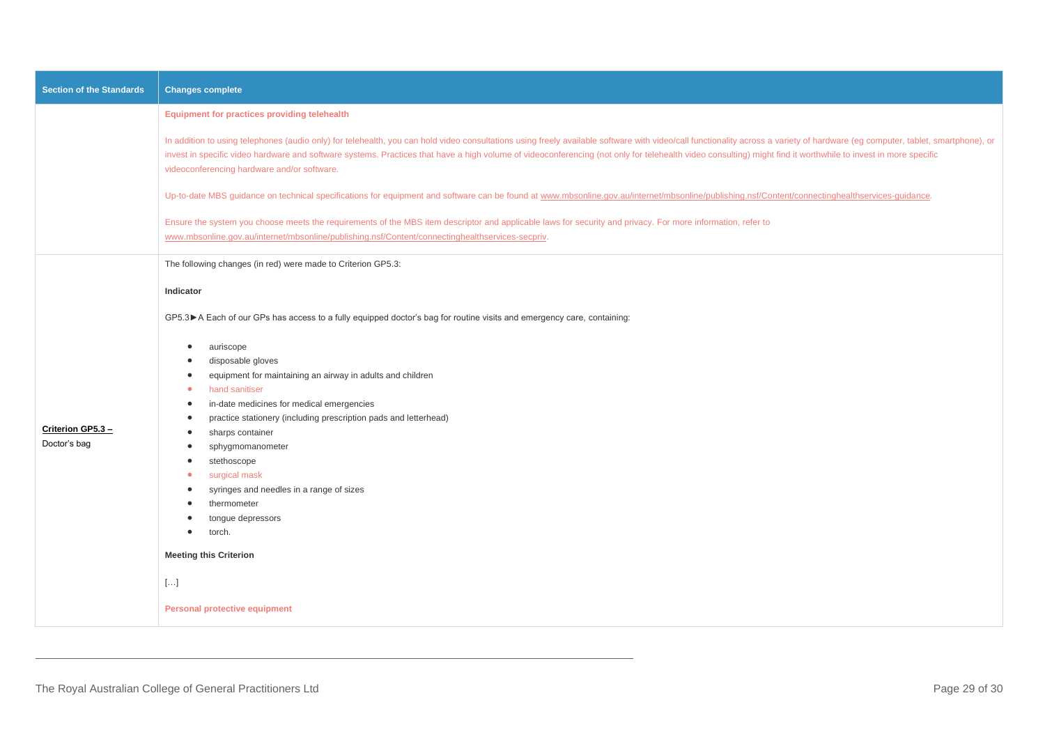| Section of the Standards | Changes complete |
|---|---|
| | **Equipment for practices providing telehealth**<br><br>In addition to using telephones (audio only) for telehealth, you can hold video consultations using freely available software with video/call functionality across a variety of hardware (eg computer, tablet, smartphone), or invest in specific video hardware and software systems. Practices that have a high volume of videoconferencing (not only for telehealth video consulting) might find it worthwhile to invest in more specific videoconferencing hardware and/or software.<br><br>Up-to-date MBS guidance on technical specifications for equipment and software can be found at www.mbsonline.gov.au/internet/mbsonline/publishing.nsf/Content/connectinghealthservices-guidance.<br><br>Ensure the system you choose meets the requirements of the MBS item descriptor and applicable laws for security and privacy. For more information, refer to www.mbsonline.gov.au/internet/mbsonline/publishing.nsf/Content/connectinghealthservices-secpriv. |
| **Criterion GP5.3 –** Doctor's bag | The following changes (in red) were made to Criterion GP5.3:<br><br>**Indicator**<br><br>GP5.3►A Each of our GPs has access to a fully equipped doctor's bag for routine visits and emergency care, containing:<br><br>• auriscope<br>• disposable gloves<br>• equipment for maintaining an airway in adults and children<br>• hand sanitiser<br>• in-date medicines for medical emergencies<br>• practice stationery (including prescription pads and letterhead)<br>• sharps container<br>• sphygmomanometer<br>• stethoscope<br>• surgical mask<br>• syringes and needles in a range of sizes<br>• thermometer<br>• tongue depressors<br>• torch.<br><br>**Meeting this Criterion**<br><br>[…]<br><br>**Personal protective equipment** |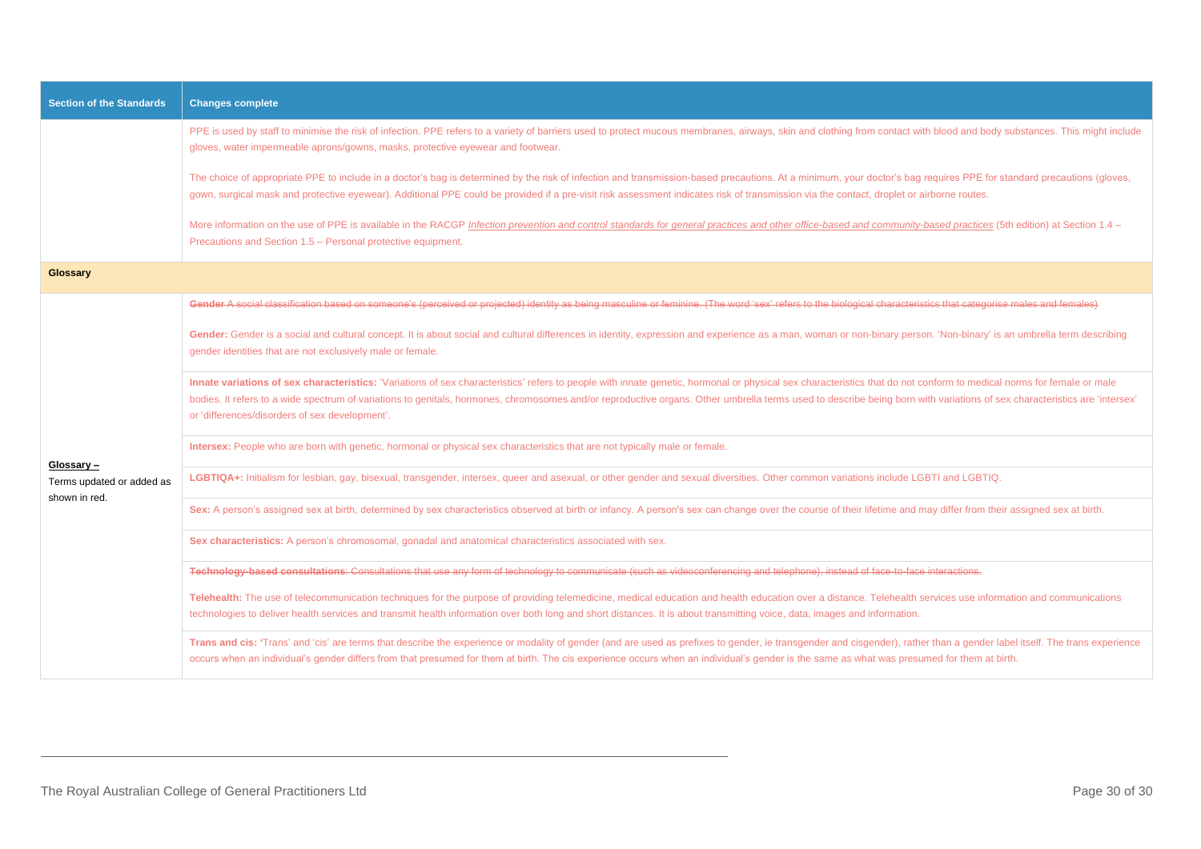| Section of the Standards | Changes complete |
|---|---|
| | PPE is used by staff to minimise the risk of infection. PPE refers to a variety of barriers used to protect mucous membranes, airways, skin and clothing from contact with blood and body substances. This might include gloves, water impermeable aprons/gowns, masks, protective eyewear and footwear.<br><br>The choice of appropriate PPE to include in a doctor's bag is determined by the risk of infection and transmission-based precautions. At a minimum, your doctor's bag requires PPE for standard precautions (gloves, gown, surgical mask and protective eyewear). Additional PPE could be provided if a pre-visit risk assessment indicates risk of transmission via the contact, droplet or airborne routes.<br><br>More information on the use of PPE is available in the RACGP *Infection prevention and control standards for general practices and other office-based and community-based practices* (5th edition) at Section 1.4 – Precautions and Section 1.5 – Personal protective equipment. |
| **Glossary** | |
| **Glossary –** Terms updated or added as shown in red. | ~~**Gender** A social classification based on someone's (perceived or projected) identity as being masculine or feminine. (The word 'sex' refers to the biological characteristics that categorise males and females)~~<br><br>**Gender:** Gender is a social and cultural concept. It is about social and cultural differences in identity, expression and experience as a man, woman or non-binary person. 'Non-binary' is an umbrella term describing gender identities that are not exclusively male or female. |
| | **Innate variations of sex characteristics:** 'Variations of sex characteristics' refers to people with innate genetic, hormonal or physical sex characteristics that do not conform to medical norms for female or male bodies. It refers to a wide spectrum of variations to genitals, hormones, chromosomes and/or reproductive organs. Other umbrella terms used to describe being born with variations of sex characteristics are 'intersex' or 'differences/disorders of sex development'. |
| | **Intersex:** People who are born with genetic, hormonal or physical sex characteristics that are not typically male or female. |
| | **LGBTIQA+:** Initialism for lesbian, gay, bisexual, transgender, intersex, queer and asexual, or other gender and sexual diversities. Other common variations include LGBTI and LGBTIQ. |
| | **Sex:** A person's assigned sex at birth, determined by sex characteristics observed at birth or infancy. A person's sex can change over the course of their lifetime and may differ from their assigned sex at birth. |
| | **Sex characteristics:** A person's chromosomal, gonadal and anatomical characteristics associated with sex. |
| | ~~**Technology-based consultations**: Consultations that use any form of technology to communicate (such as videoconferencing and telephone), instead of face-to-face interactions.~~<br><br>**Telehealth:** The use of telecommunication techniques for the purpose of providing telemedicine, medical education and health education over a distance. Telehealth services use information and communications technologies to deliver health services and transmit health information over both long and short distances. It is about transmitting voice, data, images and information. |
| | **Trans and cis:** 'Trans' and 'cis' are terms that describe the experience or modality of gender (and are used as prefixes to gender, ie transgender and cisgender), rather than a gender label itself. The trans experience occurs when an individual's gender differs from that presumed for them at birth. The cis experience occurs when an individual's gender is the same as what was presumed for them at birth. |